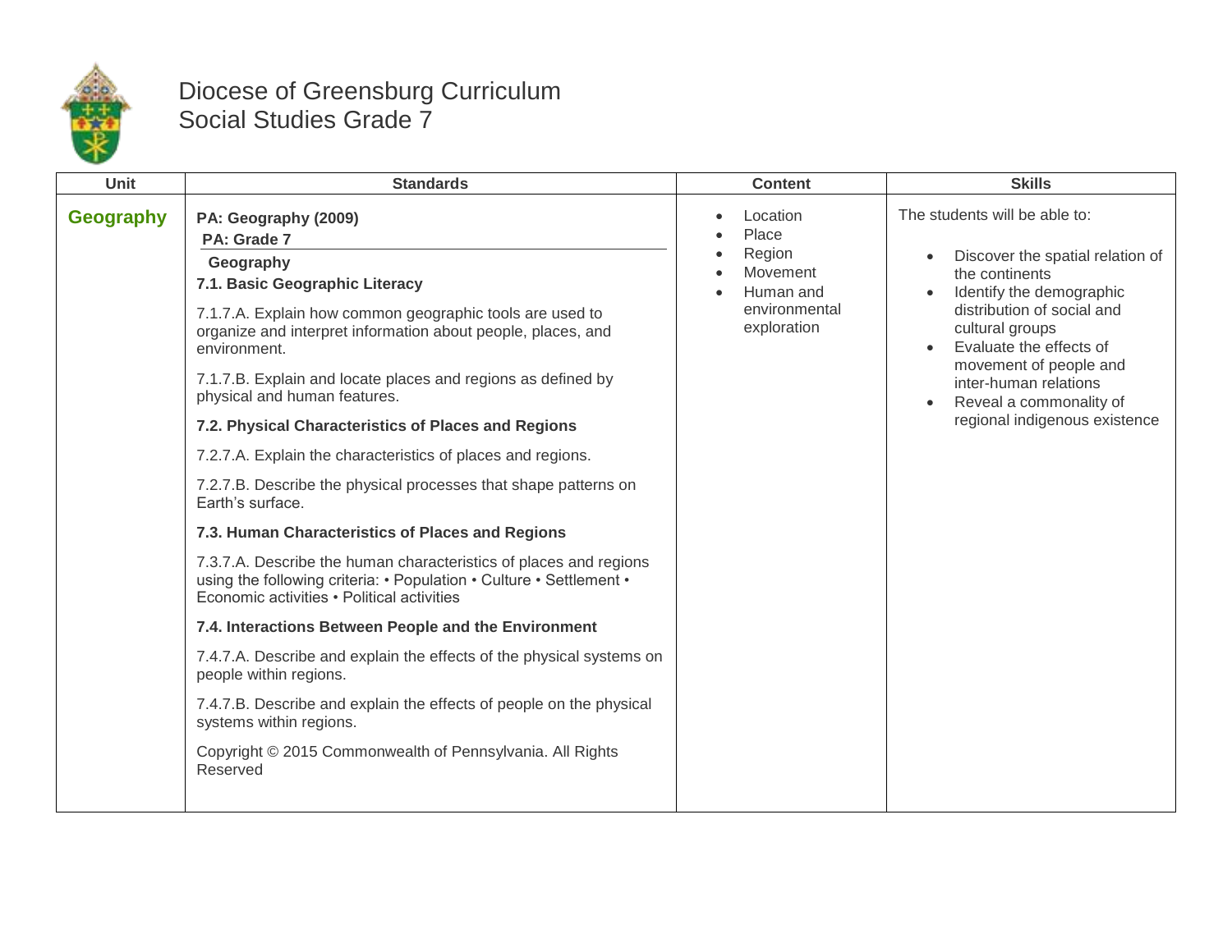# Diocese of Greensburg Curriculum
# Social Studies Grade 7

| Unit | Standards | Content | Skills |
|---|---|---|---|
| **Geography** | **PA: Geography (2009)**<br>**PA: Grade 7**<br>**Geography**<br>**7.1. Basic Geographic Literacy**<br>7.1.7.A. Explain how common geographic tools are used to organize and interpret information about people, places, and environment.<br>7.1.7.B. Explain and locate places and regions as defined by physical and human features.<br>**7.2. Physical Characteristics of Places and Regions**<br>7.2.7.A. Explain the characteristics of places and regions.<br>7.2.7.B. Describe the physical processes that shape patterns on Earth's surface.<br>**7.3. Human Characteristics of Places and Regions**<br>7.3.7.A. Describe the human characteristics of places and regions using the following criteria: • Population • Culture • Settlement • Economic activities • Political activities<br>**7.4. Interactions Between People and the Environment**<br>7.4.7.A. Describe and explain the effects of the physical systems on people within regions.<br>7.4.7.B. Describe and explain the effects of people on the physical systems within regions.<br>Copyright © 2015 Commonwealth of Pennsylvania. All Rights Reserved | • Location<br>• Place<br>• Region<br>• Movement<br>• Human and environmental exploration | The students will be able to:<br>• Discover the spatial relation of the continents<br>• Identify the demographic distribution of social and cultural groups<br>• Evaluate the effects of movement of people and inter-human relations<br>• Reveal a commonality of regional indigenous existence |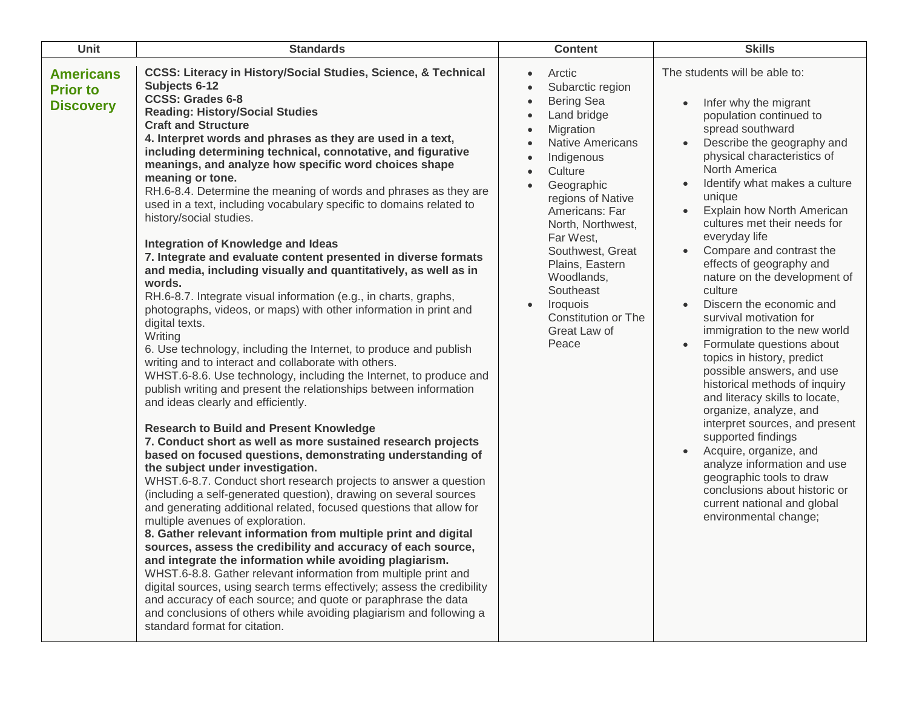| Unit | Standards | Content | Skills |
|---|---|---|---|
| **Americans Prior to Discovery** | **CCSS: Literacy in History/Social Studies, Science, & Technical Subjects 6-12**<br>**CCSS: Grades 6-8**<br>**Reading: History/Social Studies**<br>**Craft and Structure**<br>**4. Interpret words and phrases as they are used in a text, including determining technical, connotative, and figurative meanings, and analyze how specific word choices shape meaning or tone.**<br>RH.6-8.4. Determine the meaning of words and phrases as they are used in a text, including vocabulary specific to domains related to history/social studies.<br><br>**Integration of Knowledge and Ideas**<br>**7. Integrate and evaluate content presented in diverse formats and media, including visually and quantitatively, as well as in words.**<br>RH.6-8.7. Integrate visual information (e.g., in charts, graphs, photographs, videos, or maps) with other information in print and digital texts.<br>Writing<br>6. Use technology, including the Internet, to produce and publish writing and to interact and collaborate with others.<br>WHST.6-8.6. Use technology, including the Internet, to produce and publish writing and present the relationships between information and ideas clearly and efficiently.<br><br>**Research to Build and Present Knowledge**<br>**7. Conduct short as well as more sustained research projects based on focused questions, demonstrating understanding of the subject under investigation.**<br>WHST.6-8.7. Conduct short research projects to answer a question (including a self-generated question), drawing on several sources and generating additional related, focused questions that allow for multiple avenues of exploration.<br>**8. Gather relevant information from multiple print and digital sources, assess the credibility and accuracy of each source, and integrate the information while avoiding plagiarism.**<br>WHST.6-8.8. Gather relevant information from multiple print and digital sources, using search terms effectively; assess the credibility and accuracy of each source; and quote or paraphrase the data and conclusions of others while avoiding plagiarism and following a standard format for citation. | • Arctic<br>• Subarctic region<br>• Bering Sea<br>• Land bridge<br>• Migration<br>• Native Americans<br>• Indigenous<br>• Culture<br>• Geographic regions of Native Americans: Far North, Northwest, Far West, Southwest, Great Plains, Eastern Woodlands, Southeast<br>• Iroquois Constitution or The Great Law of Peace | The students will be able to:<br><br>• Infer why the migrant population continued to spread southward<br>• Describe the geography and physical characteristics of North America<br>• Identify what makes a culture unique<br>• Explain how North American cultures met their needs for everyday life<br>• Compare and contrast the effects of geography and nature on the development of culture<br>• Discern the economic and survival motivation for immigration to the new world<br>• Formulate questions about topics in history, predict possible answers, and use historical methods of inquiry and literacy skills to locate, organize, analyze, and interpret sources, and present supported findings<br>• Acquire, organize, and analyze information and use geographic tools to draw conclusions about historic or current national and global environmental change; |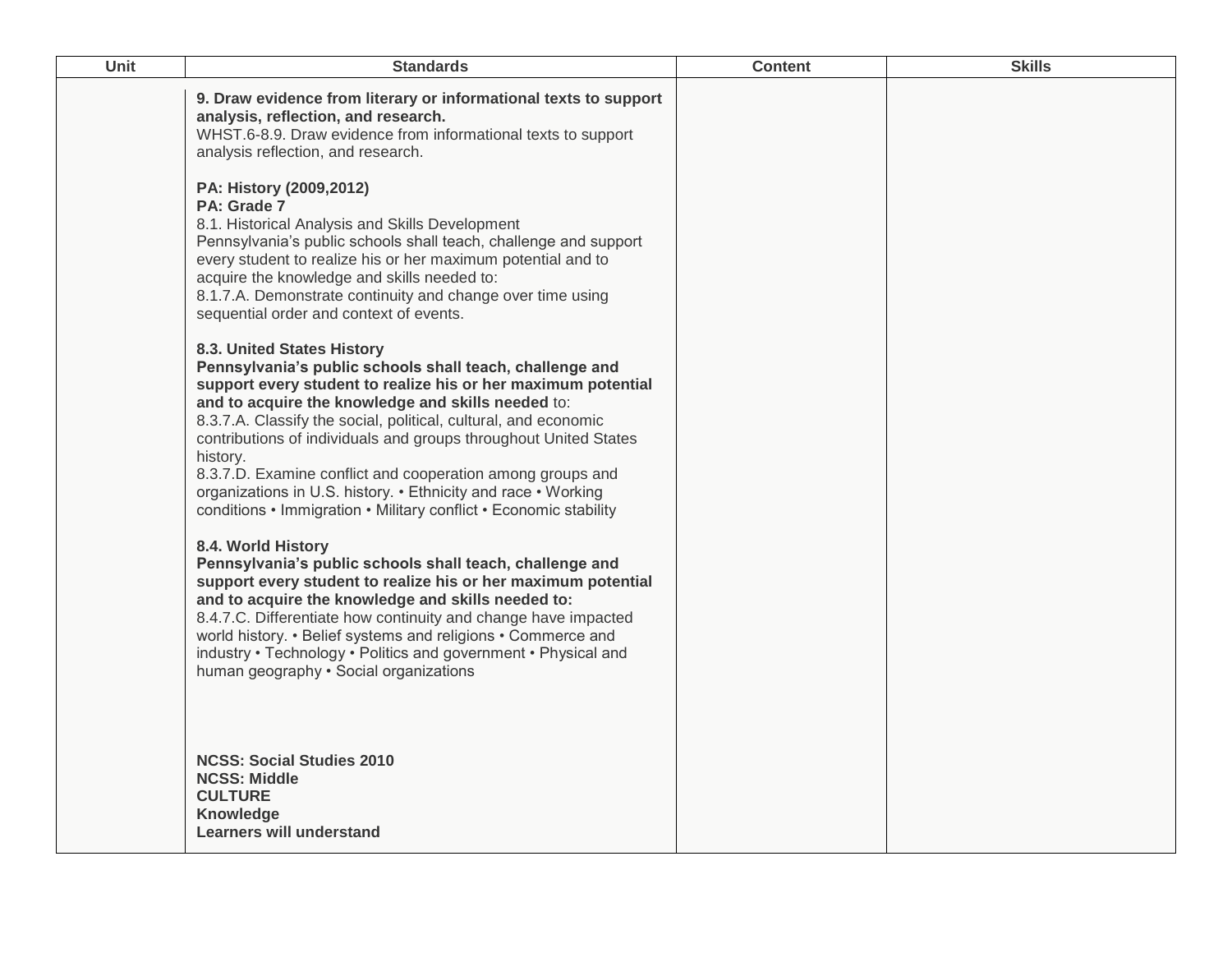| Unit | Standards | Content | Skills |
|---|---|---|---|
| | **9. Draw evidence from literary or informational texts to support analysis, reflection, and research.**<br>WHST.6-8.9. Draw evidence from informational texts to support analysis reflection, and research.<br><br>**PA: History (2009,2012)**<br>**PA: Grade 7**<br>8.1. Historical Analysis and Skills Development<br>Pennsylvania's public schools shall teach, challenge and support every student to realize his or her maximum potential and to acquire the knowledge and skills needed to:<br>8.1.7.A. Demonstrate continuity and change over time using sequential order and context of events.<br><br>**8.3. United States History**<br>**Pennsylvania's public schools shall teach, challenge and support every student to realize his or her maximum potential and to acquire the knowledge and skills needed** to:<br>8.3.7.A. Classify the social, political, cultural, and economic contributions of individuals and groups throughout United States history.<br>8.3.7.D. Examine conflict and cooperation among groups and organizations in U.S. history. • Ethnicity and race • Working conditions • Immigration • Military conflict • Economic stability<br><br>**8.4. World History**<br>**Pennsylvania's public schools shall teach, challenge and support every student to realize his or her maximum potential and to acquire the knowledge and skills needed to:**<br>8.4.7.C. Differentiate how continuity and change have impacted world history. • Belief systems and religions • Commerce and industry • Technology • Politics and government • Physical and human geography • Social organizations<br><br>**NCSS: Social Studies 2010**<br>**NCSS: Middle**<br>**CULTURE**<br>**Knowledge**<br>**Learners will understand** | | |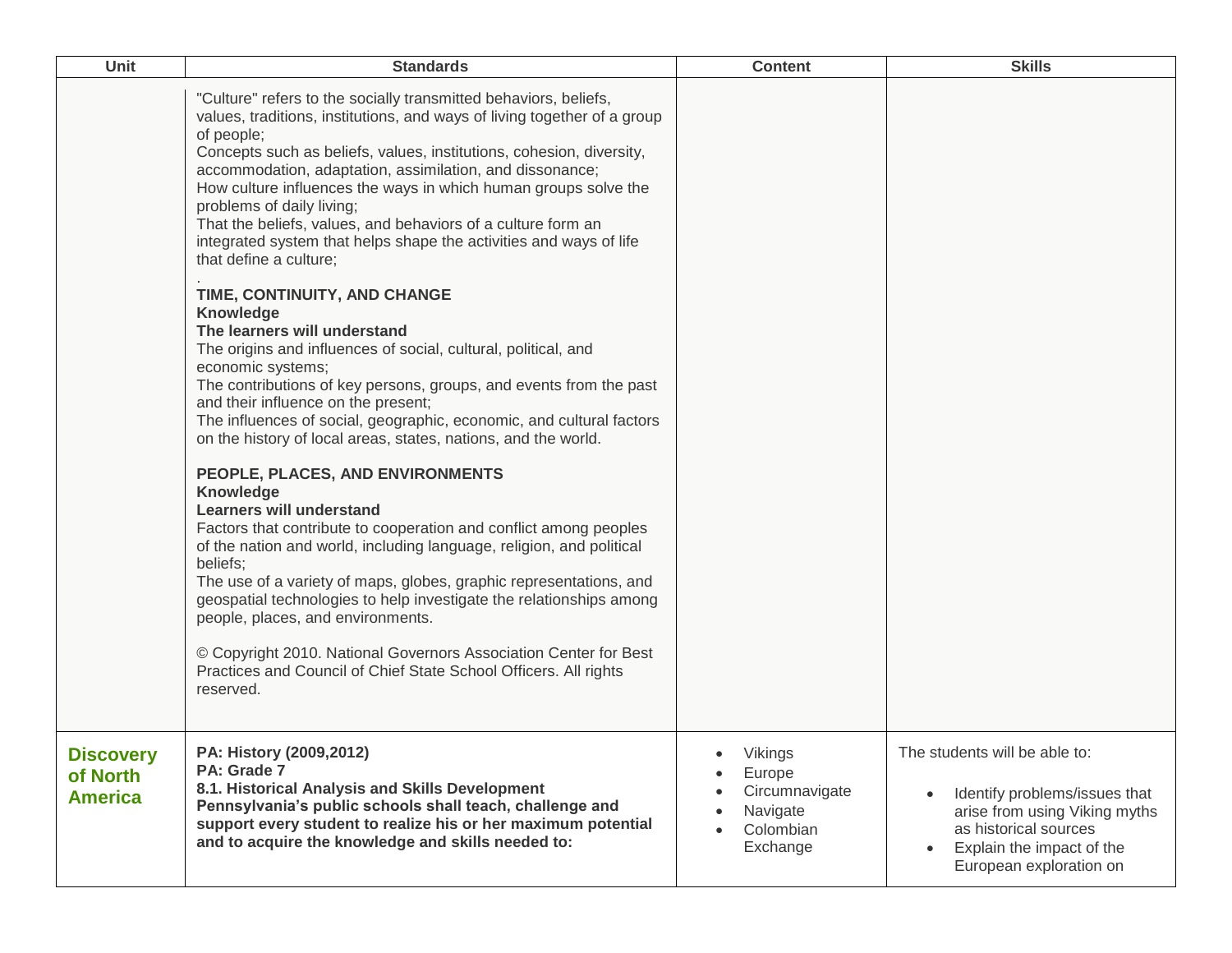| Unit | Standards | Content | Skills |
|---|---|---|---|
| | "Culture" refers to the socially transmitted behaviors, beliefs, values, traditions, institutions, and ways of living together of a group of people;<br>Concepts such as beliefs, values, institutions, cohesion, diversity, accommodation, adaptation, assimilation, and dissonance;<br>How culture influences the ways in which human groups solve the problems of daily living;<br>That the beliefs, values, and behaviors of a culture form an integrated system that helps shape the activities and ways of life that define a culture;<br>.<br>**TIME, CONTINUITY, AND CHANGE**<br>**Knowledge**<br>**The learners will understand**<br>The origins and influences of social, cultural, political, and economic systems;<br>The contributions of key persons, groups, and events from the past and their influence on the present;<br>The influences of social, geographic, economic, and cultural factors on the history of local areas, states, nations, and the world.<br><br>**PEOPLE, PLACES, AND ENVIRONMENTS**<br>**Knowledge**<br>**Learners will understand**<br>Factors that contribute to cooperation and conflict among peoples of the nation and world, including language, religion, and political beliefs;<br>The use of a variety of maps, globes, graphic representations, and geospatial technologies to help investigate the relationships among people, places, and environments.<br><br>© Copyright 2010. National Governors Association Center for Best Practices and Council of Chief State School Officers. All rights reserved. | | |
| **Discovery of North America** | **PA: History (2009,2012)**<br>**PA: Grade 7**<br>**8.1. Historical Analysis and Skills Development**<br>**Pennsylvania's public schools shall teach, challenge and support every student to realize his or her maximum potential and to acquire the knowledge and skills needed to:** | • Vikings<br>• Europe<br>• Circumnavigate<br>• Navigate<br>• Colombian Exchange | The students will be able to:<br>• Identify problems/issues that arise from using Viking myths as historical sources<br>• Explain the impact of the European exploration on |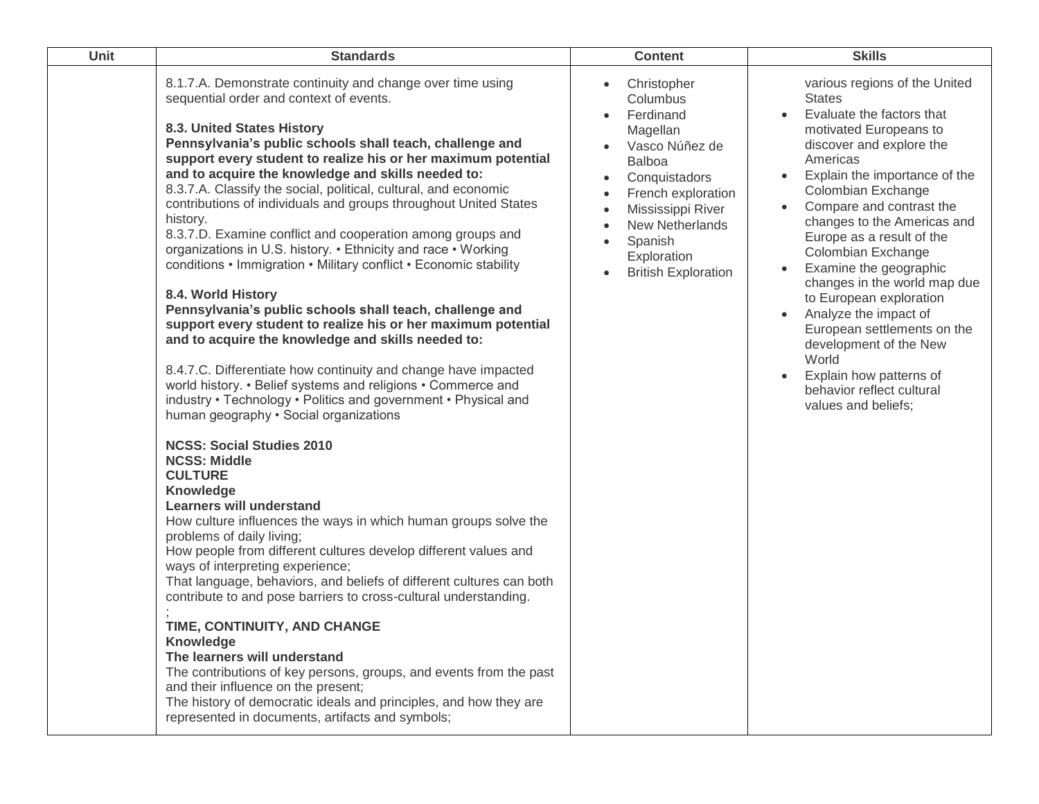| Unit | Standards | Content | Skills |
| --- | --- | --- | --- |
| | 8.1.7.A. Demonstrate continuity and change over time using sequential order and context of events.<br><br>**8.3. United States History**<br>**Pennsylvania's public schools shall teach, challenge and support every student to realize his or her maximum potential and to acquire the knowledge and skills needed to:**<br>8.3.7.A. Classify the social, political, cultural, and economic contributions of individuals and groups throughout United States history.<br>8.3.7.D. Examine conflict and cooperation among groups and organizations in U.S. history. • Ethnicity and race • Working conditions • Immigration • Military conflict • Economic stability<br><br>**8.4. World History**<br>**Pennsylvania's public schools shall teach, challenge and support every student to realize his or her maximum potential and to acquire the knowledge and skills needed to:**<br><br>8.4.7.C. Differentiate how continuity and change have impacted world history. • Belief systems and religions • Commerce and industry • Technology • Politics and government • Physical and human geography • Social organizations<br><br>**NCSS: Social Studies 2010**<br>**NCSS: Middle**<br>**CULTURE**<br>**Knowledge**<br>**Learners will understand**<br>How culture influences the ways in which human groups solve the problems of daily living;<br>How people from different cultures develop different values and ways of interpreting experience;<br>That language, behaviors, and beliefs of different cultures can both contribute to and pose barriers to cross-cultural understanding.<br>;<br>**TIME, CONTINUITY, AND CHANGE**<br>**Knowledge**<br>**The learners will understand**<br>The contributions of key persons, groups, and events from the past and their influence on the present;<br>The history of democratic ideals and principles, and how they are represented in documents, artifacts and symbols; | • Christopher Columbus<br>• Ferdinand Magellan<br>• Vasco Núñez de Balboa<br>• Conquistadors<br>• French exploration<br>• Mississippi River<br>• New Netherlands<br>• Spanish Exploration<br>• British Exploration | various regions of the United States<br>• Evaluate the factors that motivated Europeans to discover and explore the Americas<br>• Explain the importance of the Colombian Exchange<br>• Compare and contrast the changes to the Americas and Europe as a result of the Colombian Exchange<br>• Examine the geographic changes in the world map due to European exploration<br>• Analyze the impact of European settlements on the development of the New World<br>• Explain how patterns of behavior reflect cultural values and beliefs; |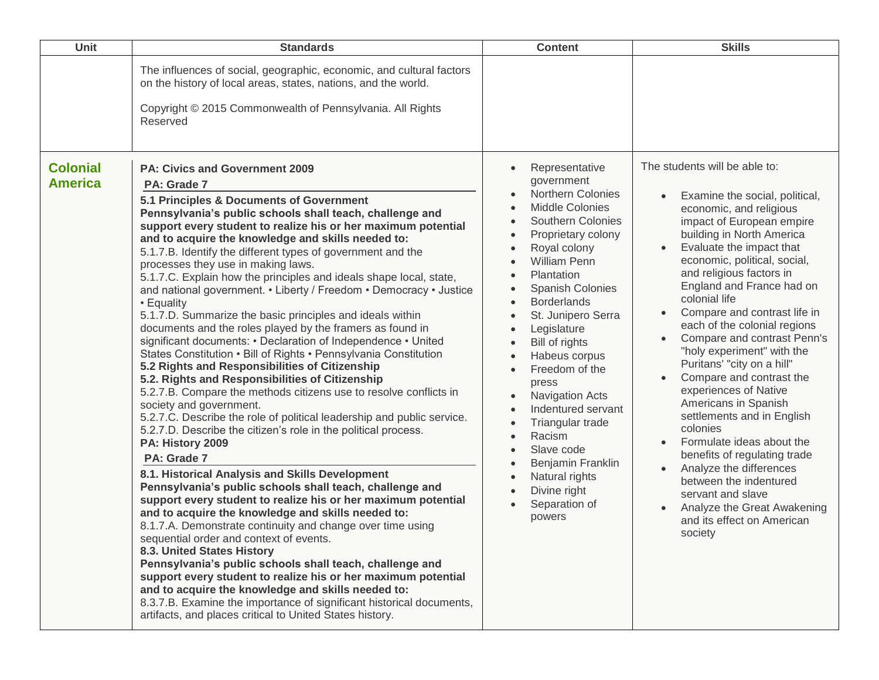| Unit | Standards | Content | Skills |
|---|---|---|---|
| | The influences of social, geographic, economic, and cultural factors on the history of local areas, states, nations, and the world.<br><br>Copyright © 2015 Commonwealth of Pennsylvania. All Rights Reserved | | |
| **Colonial America** | **PA: Civics and Government 2009**<br>**PA: Grade 7**<br>**5.1 Principles & Documents of Government**<br>**Pennsylvania's public schools shall teach, challenge and support every student to realize his or her maximum potential and to acquire the knowledge and skills needed to:**<br>5.1.7.B. Identify the different types of government and the processes they use in making laws.<br>5.1.7.C. Explain how the principles and ideals shape local, state, and national government. • Liberty / Freedom • Democracy • Justice • Equality<br>5.1.7.D. Summarize the basic principles and ideals within documents and the roles played by the framers as found in significant documents: • Declaration of Independence • United States Constitution • Bill of Rights • Pennsylvania Constitution<br>**5.2 Rights and Responsibilities of Citizenship**<br>**5.2. Rights and Responsibilities of Citizenship**<br>5.2.7.B. Compare the methods citizens use to resolve conflicts in society and government.<br>5.2.7.C. Describe the role of political leadership and public service.<br>5.2.7.D. Describe the citizen's role in the political process.<br>**PA: History 2009**<br>**PA: Grade 7**<br>**8.1. Historical Analysis and Skills Development**<br>**Pennsylvania's public schools shall teach, challenge and support every student to realize his or her maximum potential and to acquire the knowledge and skills needed to:**<br>8.1.7.A. Demonstrate continuity and change over time using sequential order and context of events.<br>**8.3. United States History**<br>**Pennsylvania's public schools shall teach, challenge and support every student to realize his or her maximum potential and to acquire the knowledge and skills needed to:**<br>8.3.7.B. Examine the importance of significant historical documents, artifacts, and places critical to United States history. | • Representative government<br>• Northern Colonies<br>• Middle Colonies<br>• Southern Colonies<br>• Proprietary colony<br>• Royal colony<br>• William Penn<br>• Plantation<br>• Spanish Colonies<br>• Borderlands<br>• St. Junipero Serra<br>• Legislature<br>• Bill of rights<br>• Habeus corpus<br>• Freedom of the press<br>• Navigation Acts<br>• Indentured servant<br>• Triangular trade<br>• Racism<br>• Slave code<br>• Benjamin Franklin<br>• Natural rights<br>• Divine right<br>• Separation of powers | The students will be able to:<br><br>• Examine the social, political, economic, and religious impact of European empire building in North America<br>• Evaluate the impact that economic, political, social, and religious factors in England and France had on colonial life<br>• Compare and contrast life in each of the colonial regions<br>• Compare and contrast Penn's "holy experiment" with the Puritans' "city on a hill"<br>• Compare and contrast the experiences of Native Americans in Spanish settlements and in English colonies<br>• Formulate ideas about the benefits of regulating trade<br>• Analyze the differences between the indentured servant and slave<br>• Analyze the Great Awakening and its effect on American society |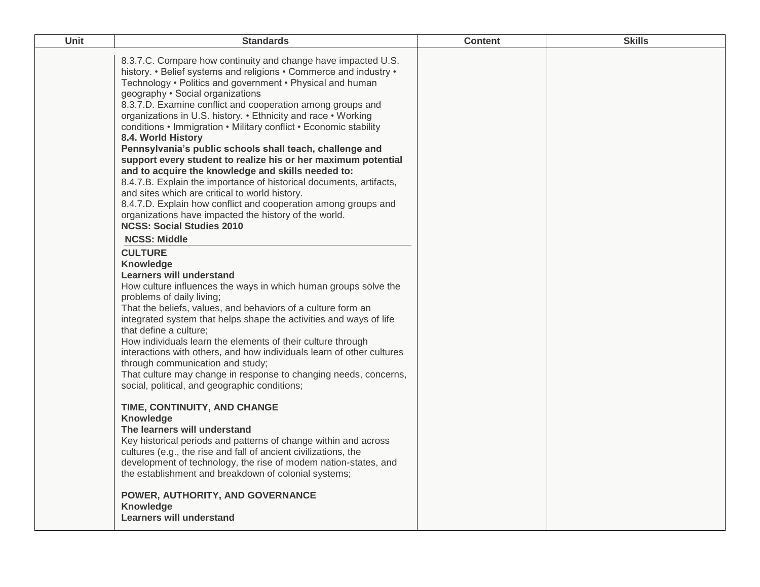| Unit | Standards | Content | Skills |
|---|---|---|---|
| | 8.3.7.C. Compare how continuity and change have impacted U.S. history. • Belief systems and religions • Commerce and industry • Technology • Politics and government • Physical and human geography • Social organizations<br>8.3.7.D. Examine conflict and cooperation among groups and organizations in U.S. history. • Ethnicity and race • Working conditions • Immigration • Military conflict • Economic stability<br>**8.4. World History**<br>**Pennsylvania's public schools shall teach, challenge and support every student to realize his or her maximum potential and to acquire the knowledge and skills needed to:**<br>8.4.7.B. Explain the importance of historical documents, artifacts, and sites which are critical to world history.<br>8.4.7.D. Explain how conflict and cooperation among groups and organizations have impacted the history of the world.<br>**NCSS: Social Studies 2010**<br>**NCSS: Middle**<br>**CULTURE**<br>**Knowledge**<br>**Learners will understand**<br>How culture influences the ways in which human groups solve the problems of daily living;<br>That the beliefs, values, and behaviors of a culture form an integrated system that helps shape the activities and ways of life that define a culture;<br>How individuals learn the elements of their culture through interactions with others, and how individuals learn of other cultures through communication and study;<br>That culture may change in response to changing needs, concerns, social, political, and geographic conditions;<br><br>**TIME, CONTINUITY, AND CHANGE**<br>**Knowledge**<br>**The learners will understand**<br>Key historical periods and patterns of change within and across cultures (e.g., the rise and fall of ancient civilizations, the development of technology, the rise of modem nation-states, and the establishment and breakdown of colonial systems;<br><br>**POWER, AUTHORITY, AND GOVERNANCE**<br>**Knowledge**<br>**Learners will understand** | | |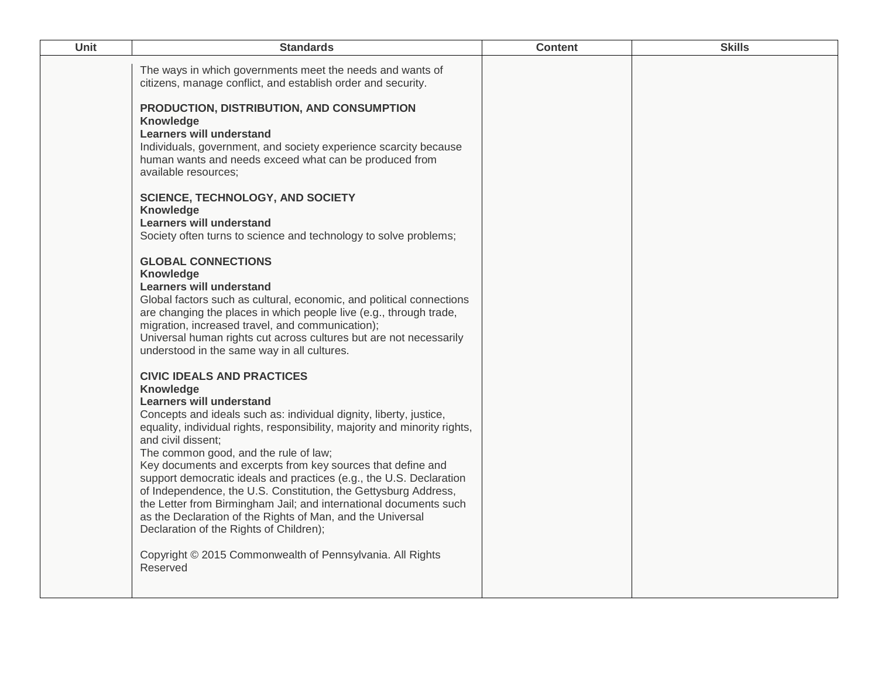| Unit | Standards | Content | Skills |
| --- | --- | --- | --- |
| | The ways in which governments meet the needs and wants of citizens, manage conflict, and establish order and security.<br><br>**PRODUCTION, DISTRIBUTION, AND CONSUMPTION**<br>**Knowledge**<br>**Learners will understand**<br>Individuals, government, and society experience scarcity because human wants and needs exceed what can be produced from available resources;<br><br>**SCIENCE, TECHNOLOGY, AND SOCIETY**<br>**Knowledge**<br>**Learners will understand**<br>Society often turns to science and technology to solve problems;<br><br>**GLOBAL CONNECTIONS**<br>**Knowledge**<br>**Learners will understand**<br>Global factors such as cultural, economic, and political connections are changing the places in which people live (e.g., through trade, migration, increased travel, and communication);<br>Universal human rights cut across cultures but are not necessarily understood in the same way in all cultures.<br><br>**CIVIC IDEALS AND PRACTICES**<br>**Knowledge**<br>**Learners will understand**<br>Concepts and ideals such as: individual dignity, liberty, justice, equality, individual rights, responsibility, majority and minority rights, and civil dissent;<br>The common good, and the rule of law;<br>Key documents and excerpts from key sources that define and support democratic ideals and practices (e.g., the U.S. Declaration of Independence, the U.S. Constitution, the Gettysburg Address, the Letter from Birmingham Jail; and international documents such as the Declaration of the Rights of Man, and the Universal Declaration of the Rights of Children);<br><br>Copyright © 2015 Commonwealth of Pennsylvania. All Rights Reserved | | |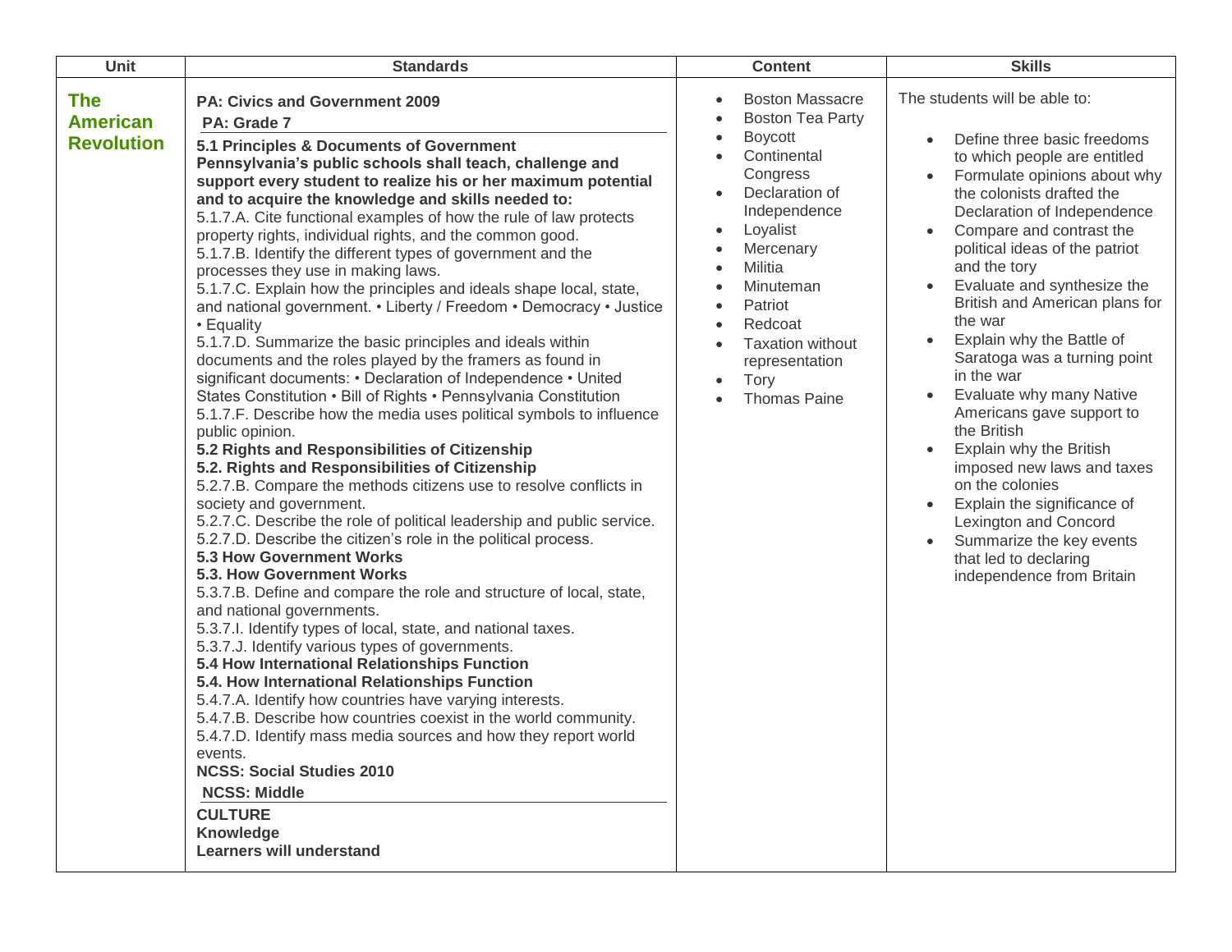| Unit | Standards | Content | Skills |
|---|---|---|---|
| **The American Revolution** | **PA: Civics and Government 2009**<br>**PA: Grade 7**<br>**5.1 Principles & Documents of Government**<br>**Pennsylvania's public schools shall teach, challenge and support every student to realize his or her maximum potential and to acquire the knowledge and skills needed to:**<br>5.1.7.A. Cite functional examples of how the rule of law protects property rights, individual rights, and the common good.<br>5.1.7.B. Identify the different types of government and the processes they use in making laws.<br>5.1.7.C. Explain how the principles and ideals shape local, state, and national government. • Liberty / Freedom • Democracy • Justice • Equality<br>5.1.7.D. Summarize the basic principles and ideals within documents and the roles played by the framers as found in significant documents: • Declaration of Independence • United States Constitution • Bill of Rights • Pennsylvania Constitution<br>5.1.7.F. Describe how the media uses political symbols to influence public opinion.<br>**5.2 Rights and Responsibilities of Citizenship**<br>**5.2. Rights and Responsibilities of Citizenship**<br>5.2.7.B. Compare the methods citizens use to resolve conflicts in society and government.<br>5.2.7.C. Describe the role of political leadership and public service.<br>5.2.7.D. Describe the citizen's role in the political process.<br>**5.3 How Government Works**<br>**5.3. How Government Works**<br>5.3.7.B. Define and compare the role and structure of local, state, and national governments.<br>5.3.7.I. Identify types of local, state, and national taxes.<br>5.3.7.J. Identify various types of governments.<br>**5.4 How International Relationships Function**<br>**5.4. How International Relationships Function**<br>5.4.7.A. Identify how countries have varying interests.<br>5.4.7.B. Describe how countries coexist in the world community.<br>5.4.7.D. Identify mass media sources and how they report world events.<br>**NCSS: Social Studies 2010**<br>**NCSS: Middle**<br>**CULTURE**<br>**Knowledge**<br>**Learners will understand** | • Boston Massacre<br>• Boston Tea Party<br>• Boycott<br>• Continental Congress<br>• Declaration of Independence<br>• Loyalist<br>• Mercenary<br>• Militia<br>• Minuteman<br>• Patriot<br>• Redcoat<br>• Taxation without representation<br>• Tory<br>• Thomas Paine | The students will be able to:<br>• Define three basic freedoms to which people are entitled<br>• Formulate opinions about why the colonists drafted the Declaration of Independence<br>• Compare and contrast the political ideas of the patriot and the tory<br>• Evaluate and synthesize the British and American plans for the war<br>• Explain why the Battle of Saratoga was a turning point in the war<br>• Evaluate why many Native Americans gave support to the British<br>• Explain why the British imposed new laws and taxes on the colonies<br>• Explain the significance of Lexington and Concord<br>• Summarize the key events that led to declaring independence from Britain |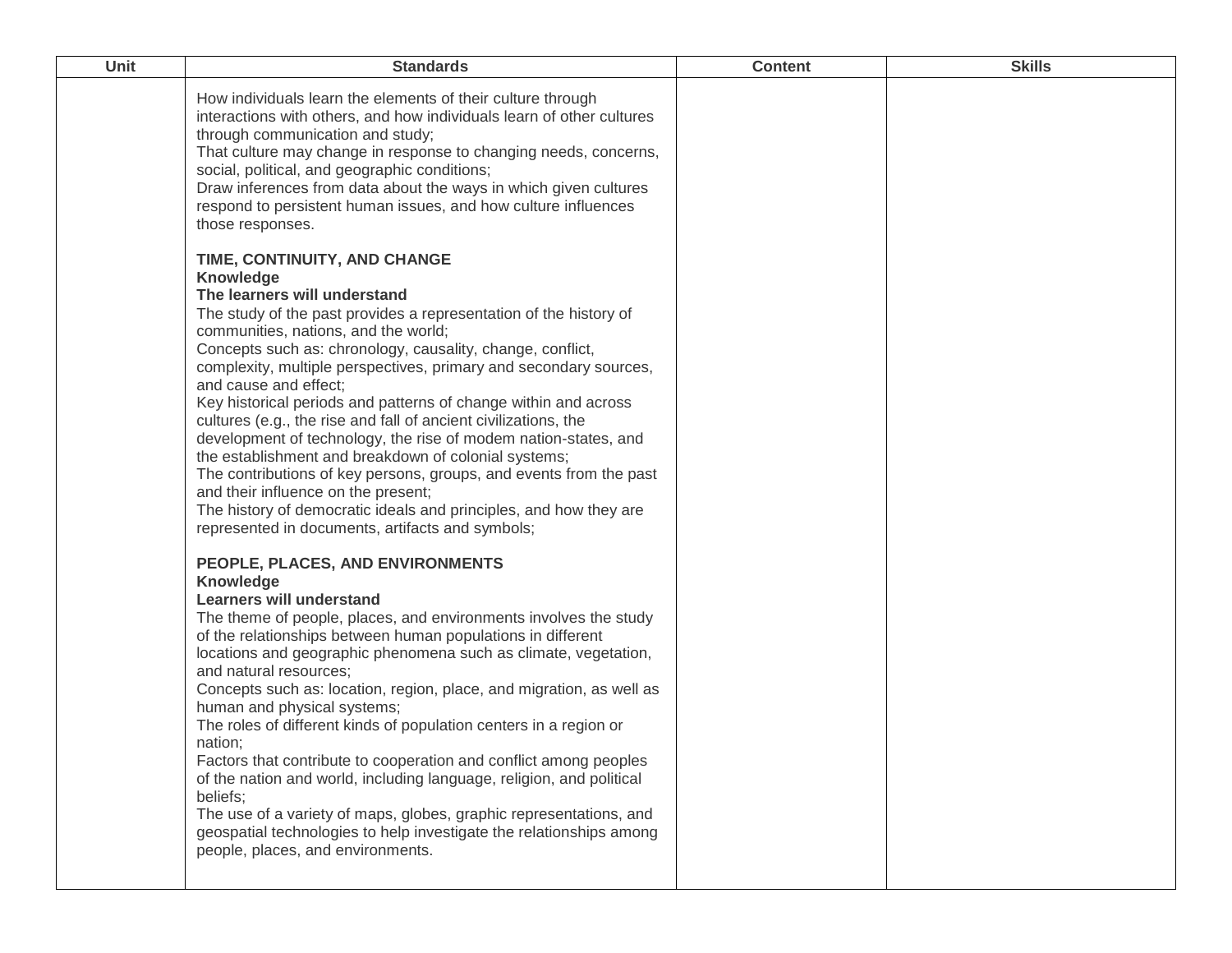| Unit | Standards | Content | Skills |
| --- | --- | --- | --- |
| | How individuals learn the elements of their culture through interactions with others, and how individuals learn of other cultures through communication and study;<br>That culture may change in response to changing needs, concerns, social, political, and geographic conditions;<br>Draw inferences from data about the ways in which given cultures respond to persistent human issues, and how culture influences those responses.<br><br>**TIME, CONTINUITY, AND CHANGE**<br>**Knowledge**<br>**The learners will understand**<br>The study of the past provides a representation of the history of communities, nations, and the world;<br>Concepts such as: chronology, causality, change, conflict, complexity, multiple perspectives, primary and secondary sources, and cause and effect;<br>Key historical periods and patterns of change within and across cultures (e.g., the rise and fall of ancient civilizations, the development of technology, the rise of modem nation-states, and the establishment and breakdown of colonial systems;<br>The contributions of key persons, groups, and events from the past and their influence on the present;<br>The history of democratic ideals and principles, and how they are represented in documents, artifacts and symbols;<br><br>**PEOPLE, PLACES, AND ENVIRONMENTS**<br>**Knowledge**<br>**Learners will understand**<br>The theme of people, places, and environments involves the study of the relationships between human populations in different locations and geographic phenomena such as climate, vegetation, and natural resources;<br>Concepts such as: location, region, place, and migration, as well as human and physical systems;<br>The roles of different kinds of population centers in a region or nation;<br>Factors that contribute to cooperation and conflict among peoples of the nation and world, including language, religion, and political beliefs;<br>The use of a variety of maps, globes, graphic representations, and geospatial technologies to help investigate the relationships among people, places, and environments. | | |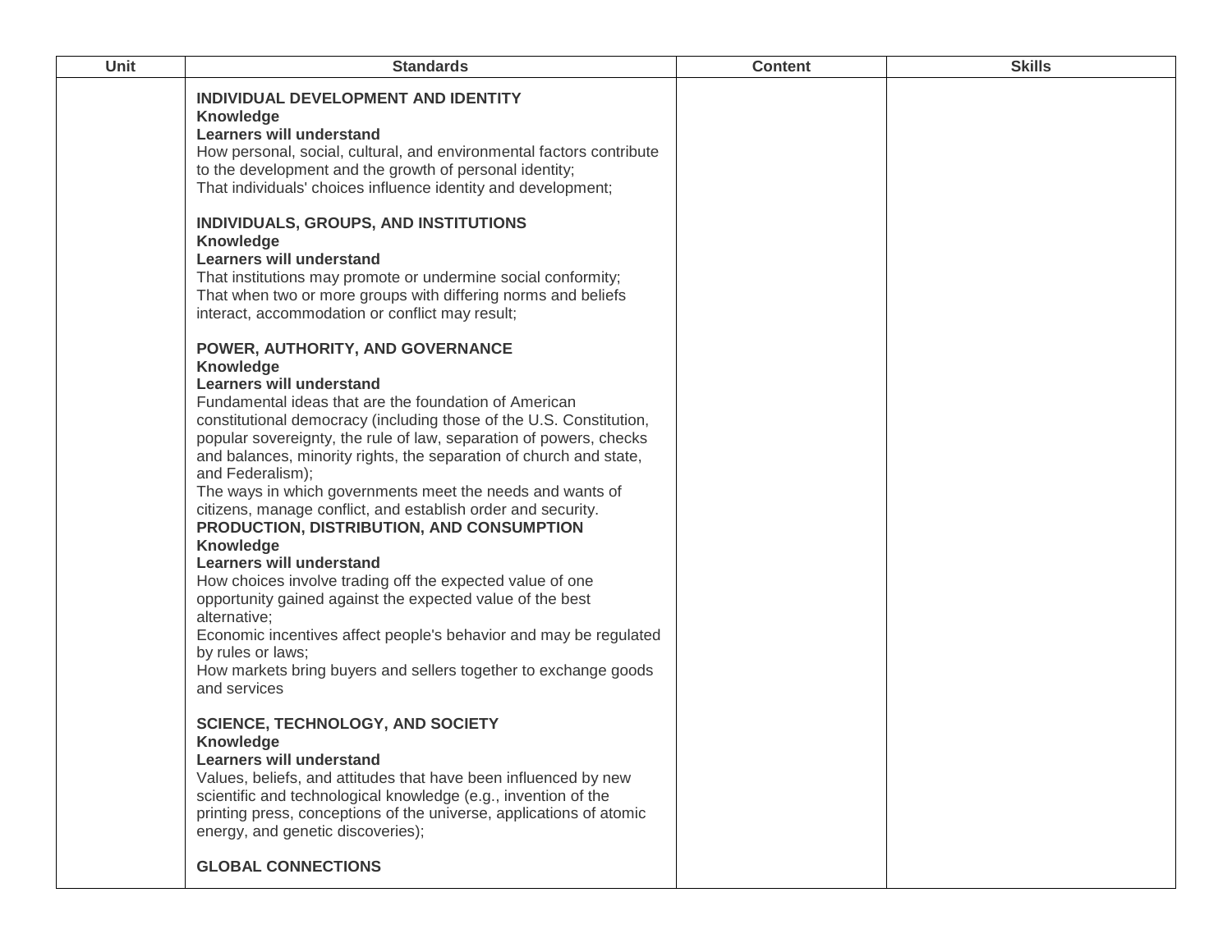| Unit | Standards | Content | Skills |
|---|---|---|---|
| | **INDIVIDUAL DEVELOPMENT AND IDENTITY**<br>**Knowledge**<br>**Learners will understand**<br>How personal, social, cultural, and environmental factors contribute to the development and the growth of personal identity;<br>That individuals' choices influence identity and development;<br><br>**INDIVIDUALS, GROUPS, AND INSTITUTIONS**<br>**Knowledge**<br>**Learners will understand**<br>That institutions may promote or undermine social conformity;<br>That when two or more groups with differing norms and beliefs interact, accommodation or conflict may result;<br><br>**POWER, AUTHORITY, AND GOVERNANCE**<br>**Knowledge**<br>**Learners will understand**<br>Fundamental ideas that are the foundation of American constitutional democracy (including those of the U.S. Constitution, popular sovereignty, the rule of law, separation of powers, checks and balances, minority rights, the separation of church and state, and Federalism);<br>The ways in which governments meet the needs and wants of citizens, manage conflict, and establish order and security.<br>**PRODUCTION, DISTRIBUTION, AND CONSUMPTION**<br>**Knowledge**<br>**Learners will understand**<br>How choices involve trading off the expected value of one opportunity gained against the expected value of the best alternative;<br>Economic incentives affect people's behavior and may be regulated by rules or laws;<br>How markets bring buyers and sellers together to exchange goods and services<br><br>**SCIENCE, TECHNOLOGY, AND SOCIETY**<br>**Knowledge**<br>**Learners will understand**<br>Values, beliefs, and attitudes that have been influenced by new scientific and technological knowledge (e.g., invention of the printing press, conceptions of the universe, applications of atomic energy, and genetic discoveries);<br><br>**GLOBAL CONNECTIONS** | | |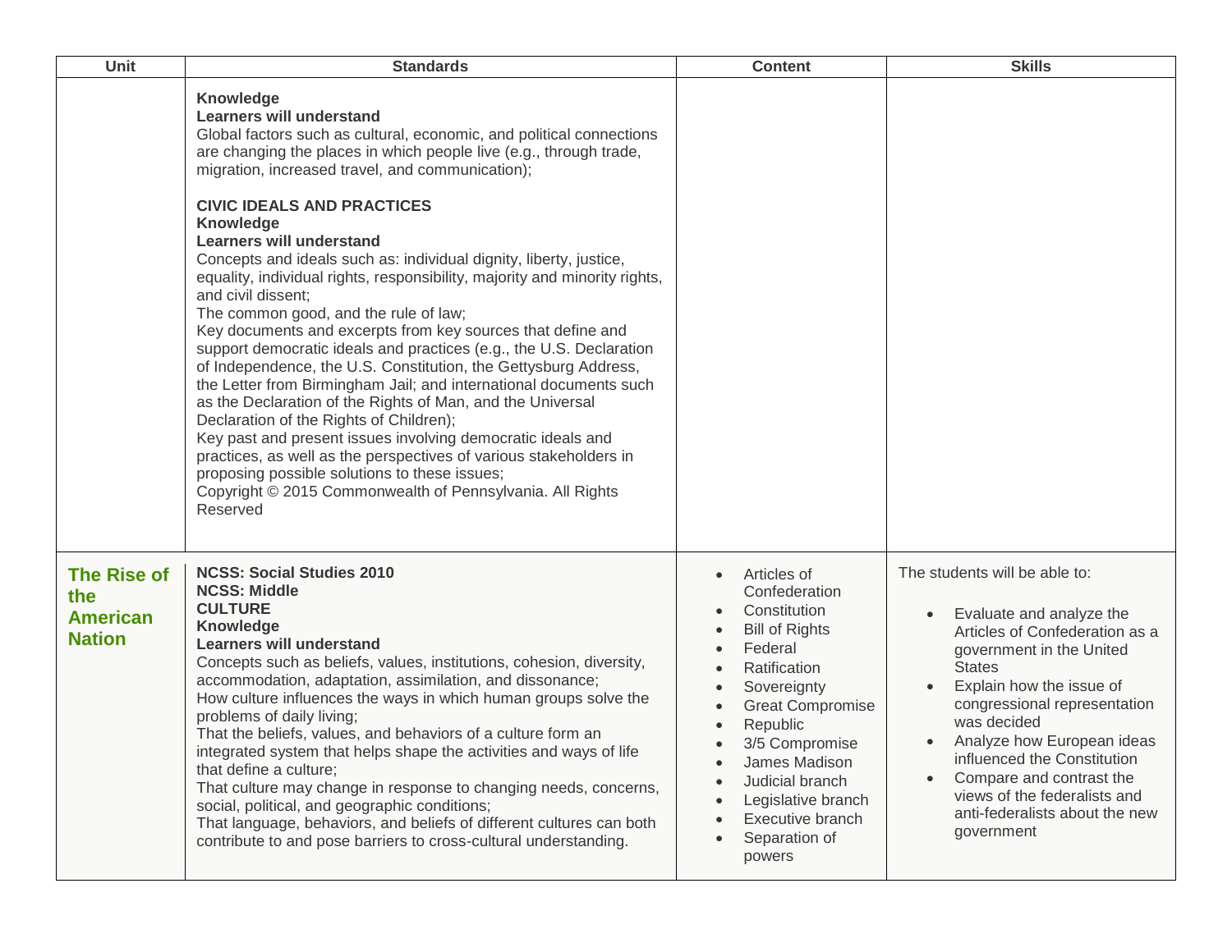| Unit | Standards | Content | Skills |
| --- | --- | --- | --- |
| | **Knowledge**<br>**Learners will understand**<br>Global factors such as cultural, economic, and political connections are changing the places in which people live (e.g., through trade, migration, increased travel, and communication);<br><br>**CIVIC IDEALS AND PRACTICES**<br>**Knowledge**<br>**Learners will understand**<br>Concepts and ideals such as: individual dignity, liberty, justice, equality, individual rights, responsibility, majority and minority rights, and civil dissent;<br>The common good, and the rule of law;<br>Key documents and excerpts from key sources that define and support democratic ideals and practices (e.g., the U.S. Declaration of Independence, the U.S. Constitution, the Gettysburg Address, the Letter from Birmingham Jail; and international documents such as the Declaration of the Rights of Man, and the Universal Declaration of the Rights of Children);<br>Key past and present issues involving democratic ideals and practices, as well as the perspectives of various stakeholders in proposing possible solutions to these issues;<br>Copyright © 2015 Commonwealth of Pennsylvania. All Rights Reserved | | |
| **The Rise of the American Nation** | **NCSS: Social Studies 2010**<br>**NCSS: Middle**<br>**CULTURE**<br>**Knowledge**<br>**Learners will understand**<br>Concepts such as beliefs, values, institutions, cohesion, diversity, accommodation, adaptation, assimilation, and dissonance;<br>How culture influences the ways in which human groups solve the problems of daily living;<br>That the beliefs, values, and behaviors of a culture form an integrated system that helps shape the activities and ways of life that define a culture;<br>That culture may change in response to changing needs, concerns, social, political, and geographic conditions;<br>That language, behaviors, and beliefs of different cultures can both contribute to and pose barriers to cross-cultural understanding. | • Articles of Confederation<br>• Constitution<br>• Bill of Rights<br>• Federal<br>• Ratification<br>• Sovereignty<br>• Great Compromise<br>• Republic<br>• 3/5 Compromise<br>• James Madison<br>• Judicial branch<br>• Legislative branch<br>• Executive branch<br>• Separation of powers | The students will be able to:<br><br>• Evaluate and analyze the Articles of Confederation as a government in the United States<br>• Explain how the issue of congressional representation was decided<br>• Analyze how European ideas influenced the Constitution<br>• Compare and contrast the views of the federalists and anti-federalists about the new government |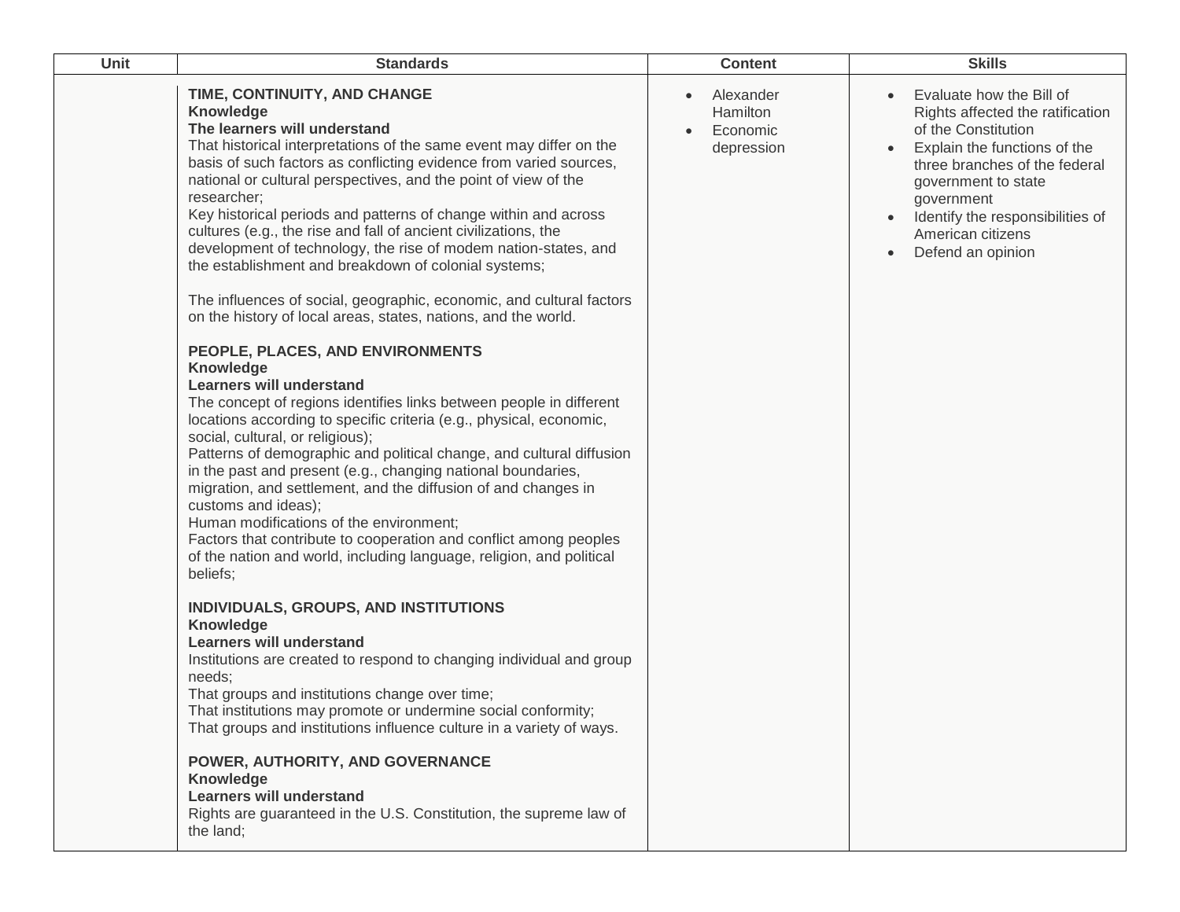| Unit | Standards | Content | Skills |
|---|---|---|---|
| | **TIME, CONTINUITY, AND CHANGE**<br>**Knowledge**<br>**The learners will understand**<br>That historical interpretations of the same event may differ on the basis of such factors as conflicting evidence from varied sources, national or cultural perspectives, and the point of view of the researcher;<br>Key historical periods and patterns of change within and across cultures (e.g., the rise and fall of ancient civilizations, the development of technology, the rise of modem nation-states, and the establishment and breakdown of colonial systems;<br><br>The influences of social, geographic, economic, and cultural factors on the history of local areas, states, nations, and the world.<br><br>**PEOPLE, PLACES, AND ENVIRONMENTS**<br>**Knowledge**<br>**Learners will understand**<br>The concept of regions identifies links between people in different locations according to specific criteria (e.g., physical, economic, social, cultural, or religious);<br>Patterns of demographic and political change, and cultural diffusion in the past and present (e.g., changing national boundaries, migration, and settlement, and the diffusion of and changes in customs and ideas);<br>Human modifications of the environment;<br>Factors that contribute to cooperation and conflict among peoples of the nation and world, including language, religion, and political beliefs;<br><br>**INDIVIDUALS, GROUPS, AND INSTITUTIONS**<br>**Knowledge**<br>**Learners will understand**<br>Institutions are created to respond to changing individual and group needs;<br>That groups and institutions change over time;<br>That institutions may promote or undermine social conformity;<br>That groups and institutions influence culture in a variety of ways.<br><br>**POWER, AUTHORITY, AND GOVERNANCE**<br>**Knowledge**<br>**Learners will understand**<br>Rights are guaranteed in the U.S. Constitution, the supreme law of the land; | • Alexander Hamilton<br>• Economic depression | • Evaluate how the Bill of Rights affected the ratification of the Constitution<br>• Explain the functions of the three branches of the federal government to state government<br>• Identify the responsibilities of American citizens<br>• Defend an opinion |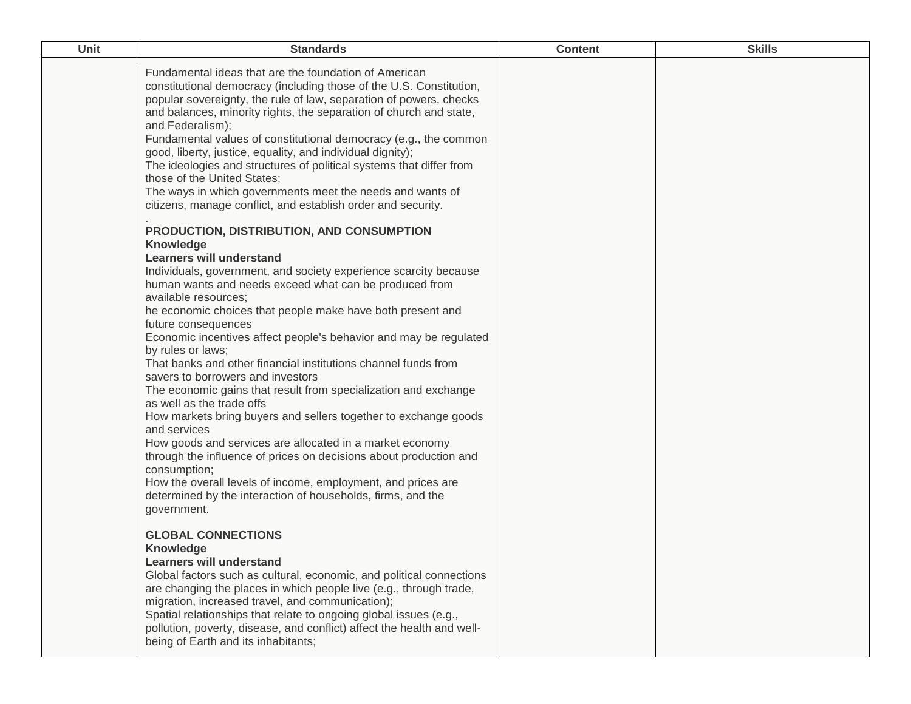| Unit | Standards | Content | Skills |
| --- | --- | --- | --- |
| | Fundamental ideas that are the foundation of American constitutional democracy (including those of the U.S. Constitution, popular sovereignty, the rule of law, separation of powers, checks and balances, minority rights, the separation of church and state, and Federalism);<br>Fundamental values of constitutional democracy (e.g., the common good, liberty, justice, equality, and individual dignity);<br>The ideologies and structures of political systems that differ from those of the United States;<br>The ways in which governments meet the needs and wants of citizens, manage conflict, and establish order and security.<br>.<br>**PRODUCTION, DISTRIBUTION, AND CONSUMPTION**<br>**Knowledge**<br>**Learners will understand**<br>Individuals, government, and society experience scarcity because human wants and needs exceed what can be produced from available resources;<br>he economic choices that people make have both present and future consequences<br>Economic incentives affect people's behavior and may be regulated by rules or laws;<br>That banks and other financial institutions channel funds from savers to borrowers and investors<br>The economic gains that result from specialization and exchange as well as the trade offs<br>How markets bring buyers and sellers together to exchange goods and services<br>How goods and services are allocated in a market economy through the influence of prices on decisions about production and consumption;<br>How the overall levels of income, employment, and prices are determined by the interaction of households, firms, and the government.<br><br>**GLOBAL CONNECTIONS**<br>**Knowledge**<br>**Learners will understand**<br>Global factors such as cultural, economic, and political connections are changing the places in which people live (e.g., through trade, migration, increased travel, and communication);<br>Spatial relationships that relate to ongoing global issues (e.g., pollution, poverty, disease, and conflict) affect the health and well-being of Earth and its inhabitants; | | |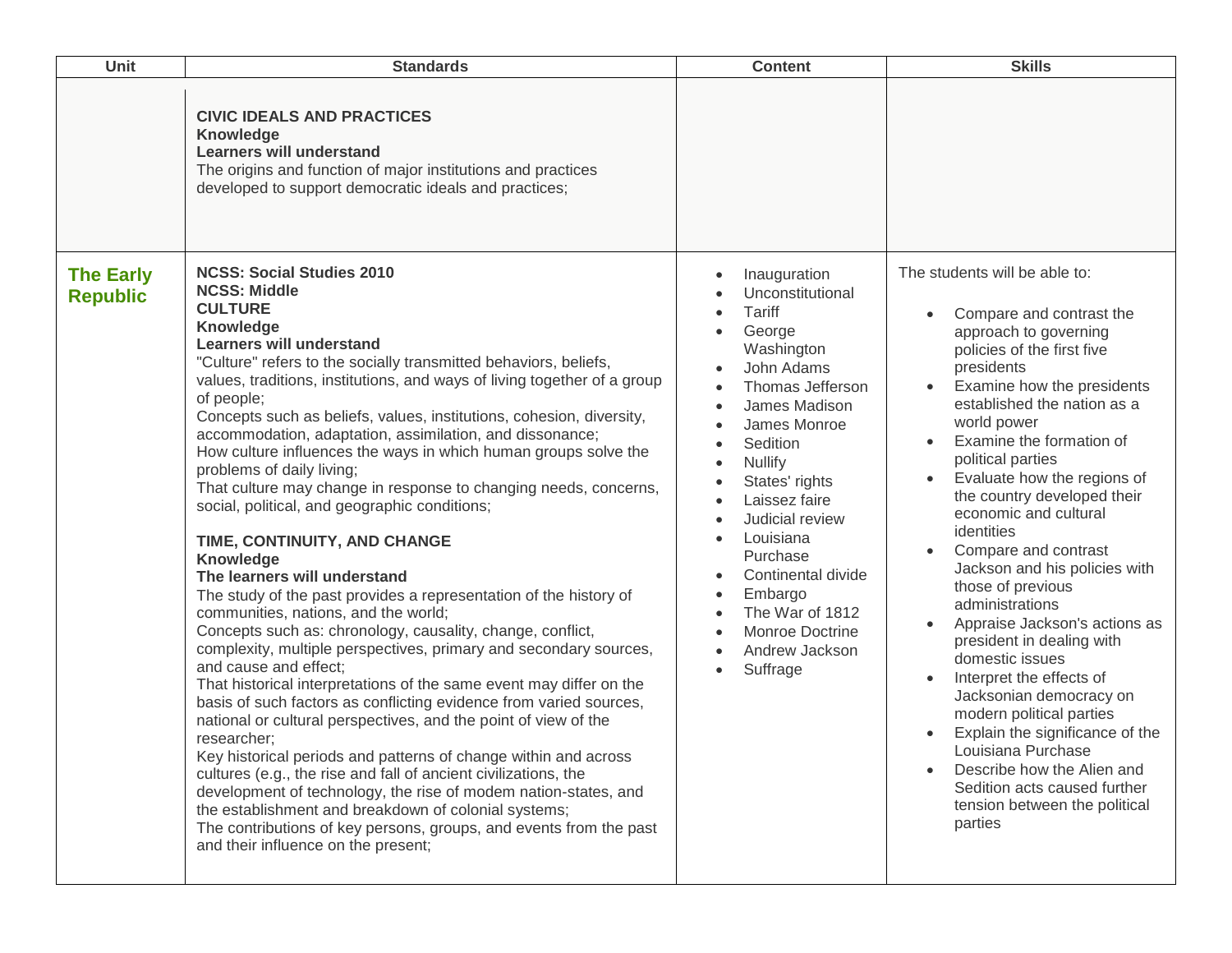| Unit | Standards | Content | Skills |
| --- | --- | --- | --- |
| | **CIVIC IDEALS AND PRACTICES**<br>**Knowledge**<br>**Learners will understand**<br>The origins and function of major institutions and practices developed to support democratic ideals and practices; | | |
| **The Early Republic** | **NCSS: Social Studies 2010**<br>**NCSS: Middle**<br>**CULTURE**<br>**Knowledge**<br>**Learners will understand**<br>"Culture" refers to the socially transmitted behaviors, beliefs, values, traditions, institutions, and ways of living together of a group of people;<br>Concepts such as beliefs, values, institutions, cohesion, diversity, accommodation, adaptation, assimilation, and dissonance;<br>How culture influences the ways in which human groups solve the problems of daily living;<br>That culture may change in response to changing needs, concerns, social, political, and geographic conditions;<br><br>**TIME, CONTINUITY, AND CHANGE**<br>**Knowledge**<br>**The learners will understand**<br>The study of the past provides a representation of the history of communities, nations, and the world;<br>Concepts such as: chronology, causality, change, conflict, complexity, multiple perspectives, primary and secondary sources, and cause and effect;<br>That historical interpretations of the same event may differ on the basis of such factors as conflicting evidence from varied sources, national or cultural perspectives, and the point of view of the researcher;<br>Key historical periods and patterns of change within and across cultures (e.g., the rise and fall of ancient civilizations, the development of technology, the rise of modem nation-states, and the establishment and breakdown of colonial systems;<br>The contributions of key persons, groups, and events from the past and their influence on the present; | • Inauguration<br>• Unconstitutional<br>• Tariff<br>• George Washington<br>• John Adams<br>• Thomas Jefferson<br>• James Madison<br>• James Monroe<br>• Sedition<br>• Nullify<br>• States' rights<br>• Laissez faire<br>• Judicial review<br>• Louisiana Purchase<br>• Continental divide<br>• Embargo<br>• The War of 1812<br>• Monroe Doctrine<br>• Andrew Jackson<br>• Suffrage | The students will be able to:<br>• Compare and contrast the approach to governing policies of the first five presidents<br>• Examine how the presidents established the nation as a world power<br>• Examine the formation of political parties<br>• Evaluate how the regions of the country developed their economic and cultural identities<br>• Compare and contrast Jackson and his policies with those of previous administrations<br>• Appraise Jackson's actions as president in dealing with domestic issues<br>• Interpret the effects of Jacksonian democracy on modern political parties<br>• Explain the significance of the Louisiana Purchase<br>• Describe how the Alien and Sedition acts caused further tension between the political parties |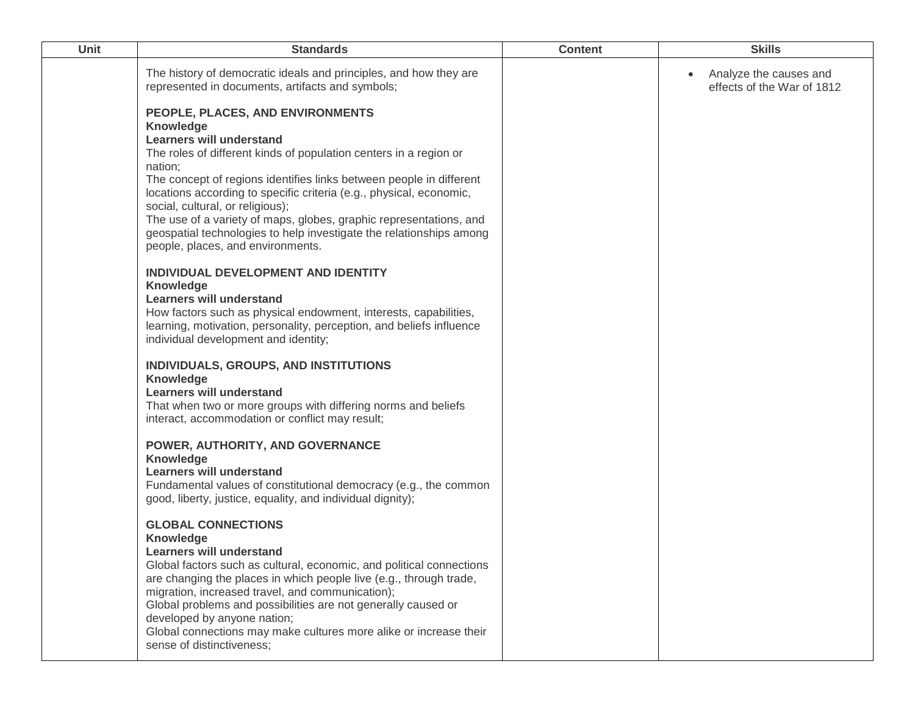| Unit | Standards | Content | Skills |
|---|---|---|---|
| | The history of democratic ideals and principles, and how they are represented in documents, artifacts and symbols;<br><br>**PEOPLE, PLACES, AND ENVIRONMENTS**<br>**Knowledge**<br>**Learners will understand**<br>The roles of different kinds of population centers in a region or nation;<br>The concept of regions identifies links between people in different locations according to specific criteria (e.g., physical, economic, social, cultural, or religious);<br>The use of a variety of maps, globes, graphic representations, and geospatial technologies to help investigate the relationships among people, places, and environments.<br><br>**INDIVIDUAL DEVELOPMENT AND IDENTITY**<br>**Knowledge**<br>**Learners will understand**<br>How factors such as physical endowment, interests, capabilities, learning, motivation, personality, perception, and beliefs influence individual development and identity;<br><br>**INDIVIDUALS, GROUPS, AND INSTITUTIONS**<br>**Knowledge**<br>**Learners will understand**<br>That when two or more groups with differing norms and beliefs interact, accommodation or conflict may result;<br><br>**POWER, AUTHORITY, AND GOVERNANCE**<br>**Knowledge**<br>**Learners will understand**<br>Fundamental values of constitutional democracy (e.g., the common good, liberty, justice, equality, and individual dignity);<br><br>**GLOBAL CONNECTIONS**<br>**Knowledge**<br>**Learners will understand**<br>Global factors such as cultural, economic, and political connections are changing the places in which people live (e.g., through trade, migration, increased travel, and communication);<br>Global problems and possibilities are not generally caused or developed by anyone nation;<br>Global connections may make cultures more alike or increase their sense of distinctiveness; | | • Analyze the causes and effects of the War of 1812 |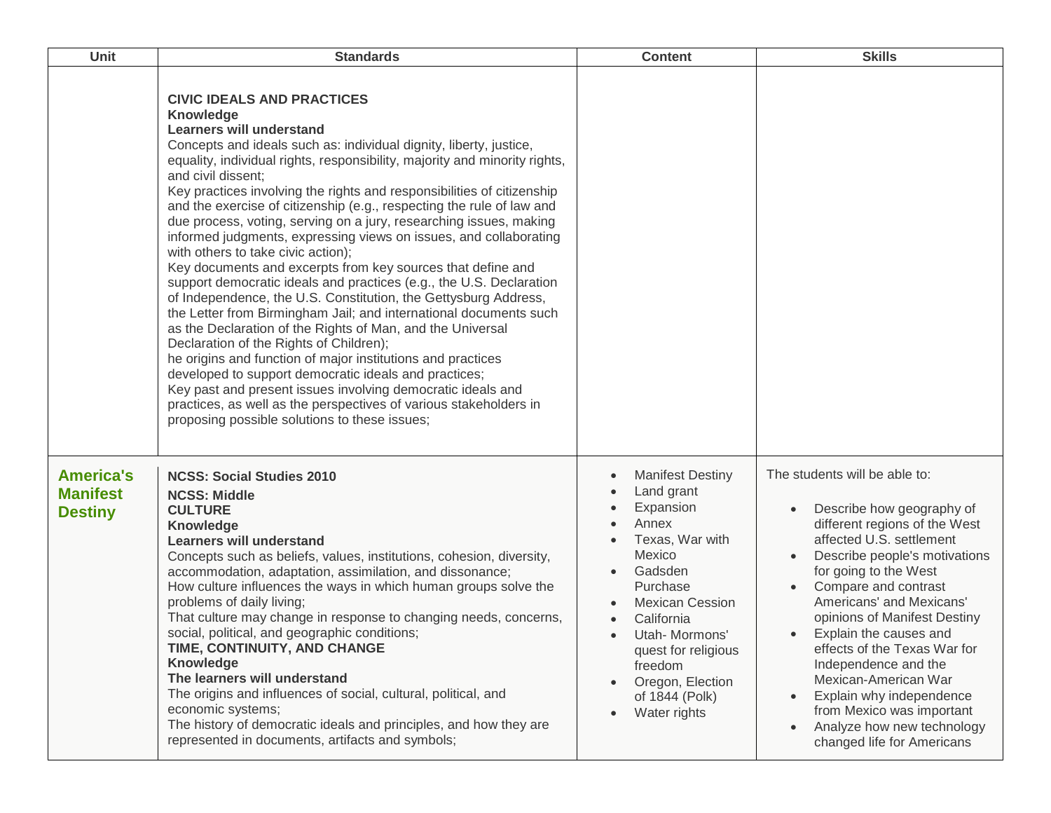| Unit | Standards | Content | Skills |
| --- | --- | --- | --- |
| | **CIVIC IDEALS AND PRACTICES**<br>**Knowledge**<br>**Learners will understand**<br>Concepts and ideals such as: individual dignity, liberty, justice, equality, individual rights, responsibility, majority and minority rights, and civil dissent;<br>Key practices involving the rights and responsibilities of citizenship and the exercise of citizenship (e.g., respecting the rule of law and due process, voting, serving on a jury, researching issues, making informed judgments, expressing views on issues, and collaborating with others to take civic action);<br>Key documents and excerpts from key sources that define and support democratic ideals and practices (e.g., the U.S. Declaration of Independence, the U.S. Constitution, the Gettysburg Address, the Letter from Birmingham Jail; and international documents such as the Declaration of the Rights of Man, and the Universal Declaration of the Rights of Children);<br>he origins and function of major institutions and practices developed to support democratic ideals and practices;<br>Key past and present issues involving democratic ideals and practices, as well as the perspectives of various stakeholders in proposing possible solutions to these issues; | | |
| **America's Manifest Destiny** | **NCSS: Social Studies 2010**<br>**NCSS: Middle**<br>**CULTURE**<br>**Knowledge**<br>**Learners will understand**<br>Concepts such as beliefs, values, institutions, cohesion, diversity, accommodation, adaptation, assimilation, and dissonance;<br>How culture influences the ways in which human groups solve the problems of daily living;<br>That culture may change in response to changing needs, concerns, social, political, and geographic conditions;<br>**TIME, CONTINUITY, AND CHANGE**<br>**Knowledge**<br>**The learners will understand**<br>The origins and influences of social, cultural, political, and economic systems;<br>The history of democratic ideals and principles, and how they are represented in documents, artifacts and symbols; | • Manifest Destiny<br>• Land grant<br>• Expansion<br>• Annex<br>• Texas, War with Mexico<br>• Gadsden Purchase<br>• Mexican Cession<br>• California<br>• Utah- Mormons' quest for religious freedom<br>• Oregon, Election of 1844 (Polk)<br>• Water rights | The students will be able to:<br>• Describe how geography of different regions of the West affected U.S. settlement<br>• Describe people's motivations for going to the West<br>• Compare and contrast Americans' and Mexicans' opinions of Manifest Destiny<br>• Explain the causes and effects of the Texas War for Independence and the Mexican-American War<br>• Explain why independence from Mexico was important<br>• Analyze how new technology changed life for Americans |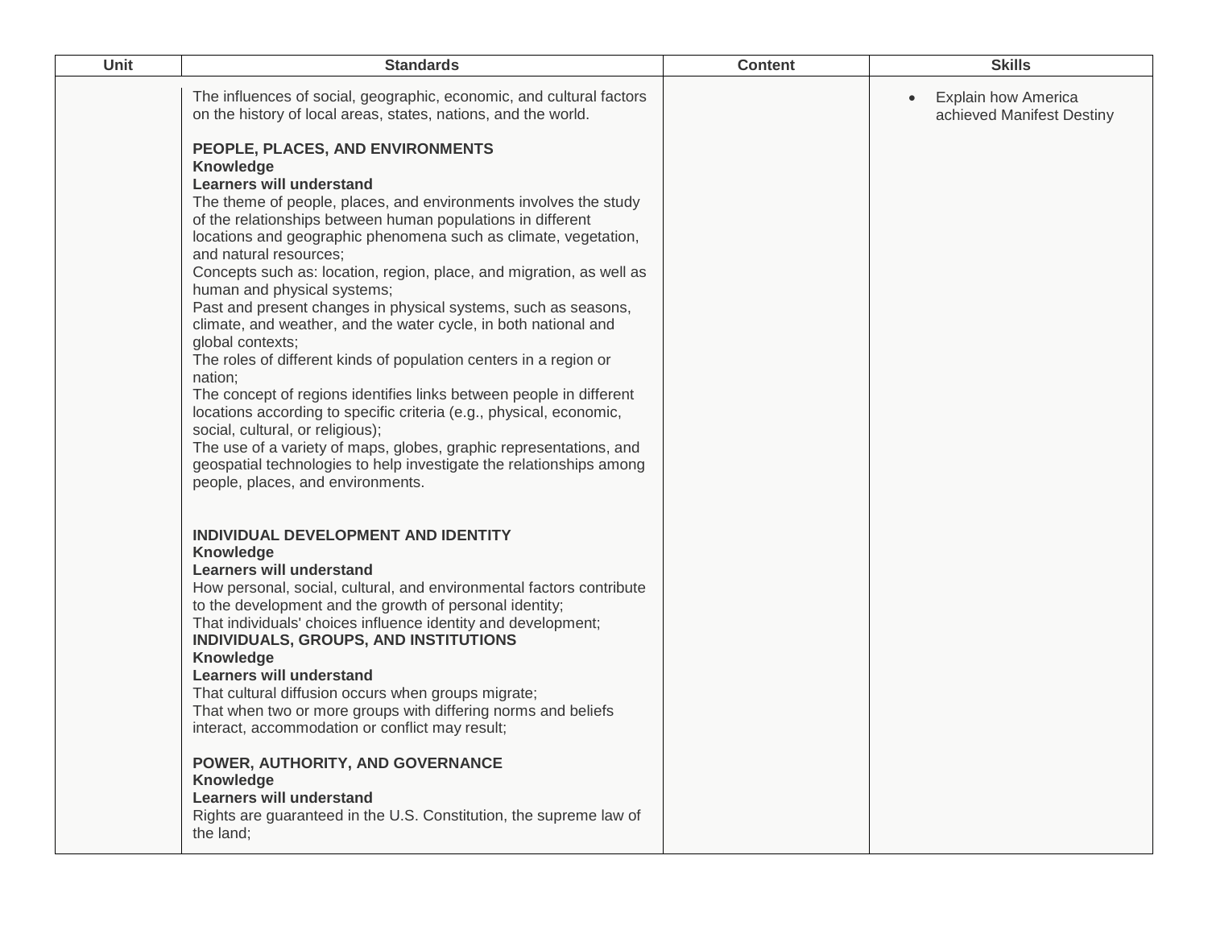| Unit | Standards | Content | Skills |
| --- | --- | --- | --- |
| | The influences of social, geographic, economic, and cultural factors on the history of local areas, states, nations, and the world.<br><br>**PEOPLE, PLACES, AND ENVIRONMENTS**<br>**Knowledge**<br>**Learners will understand**<br>The theme of people, places, and environments involves the study of the relationships between human populations in different locations and geographic phenomena such as climate, vegetation, and natural resources;<br>Concepts such as: location, region, place, and migration, as well as human and physical systems;<br>Past and present changes in physical systems, such as seasons, climate, and weather, and the water cycle, in both national and global contexts;<br>The roles of different kinds of population centers in a region or nation;<br>The concept of regions identifies links between people in different locations according to specific criteria (e.g., physical, economic, social, cultural, or religious);<br>The use of a variety of maps, globes, graphic representations, and geospatial technologies to help investigate the relationships among people, places, and environments.<br><br>**INDIVIDUAL DEVELOPMENT AND IDENTITY**<br>**Knowledge**<br>**Learners will understand**<br>How personal, social, cultural, and environmental factors contribute to the development and the growth of personal identity;<br>That individuals' choices influence identity and development;<br>**INDIVIDUALS, GROUPS, AND INSTITUTIONS**<br>**Knowledge**<br>**Learners will understand**<br>That cultural diffusion occurs when groups migrate;<br>That when two or more groups with differing norms and beliefs interact, accommodation or conflict may result;<br><br>**POWER, AUTHORITY, AND GOVERNANCE**<br>**Knowledge**<br>**Learners will understand**<br>Rights are guaranteed in the U.S. Constitution, the supreme law of the land; | | • Explain how America achieved Manifest Destiny |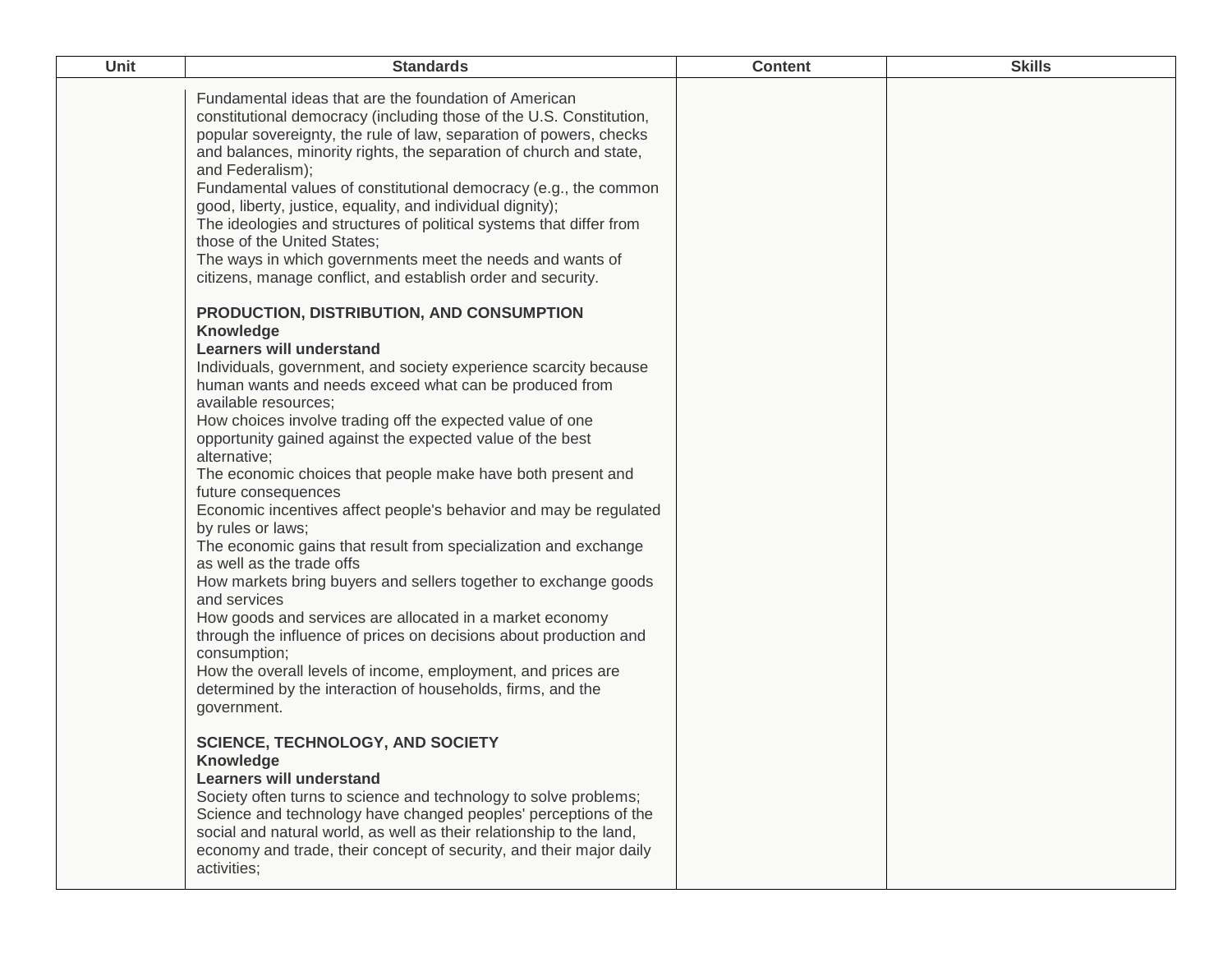| Unit | Standards | Content | Skills |
| --- | --- | --- | --- |
| | Fundamental ideas that are the foundation of American constitutional democracy (including those of the U.S. Constitution, popular sovereignty, the rule of law, separation of powers, checks and balances, minority rights, the separation of church and state, and Federalism);<br>Fundamental values of constitutional democracy (e.g., the common good, liberty, justice, equality, and individual dignity);<br>The ideologies and structures of political systems that differ from those of the United States;<br>The ways in which governments meet the needs and wants of citizens, manage conflict, and establish order and security.<br><br>**PRODUCTION, DISTRIBUTION, AND CONSUMPTION**<br>**Knowledge**<br>**Learners will understand**<br>Individuals, government, and society experience scarcity because human wants and needs exceed what can be produced from available resources;<br>How choices involve trading off the expected value of one opportunity gained against the expected value of the best alternative;<br>The economic choices that people make have both present and future consequences<br>Economic incentives affect people's behavior and may be regulated by rules or laws;<br>The economic gains that result from specialization and exchange as well as the trade offs<br>How markets bring buyers and sellers together to exchange goods and services<br>How goods and services are allocated in a market economy through the influence of prices on decisions about production and consumption;<br>How the overall levels of income, employment, and prices are determined by the interaction of households, firms, and the government.<br><br>**SCIENCE, TECHNOLOGY, AND SOCIETY**<br>**Knowledge**<br>**Learners will understand**<br>Society often turns to science and technology to solve problems;<br>Science and technology have changed peoples' perceptions of the social and natural world, as well as their relationship to the land, economy and trade, their concept of security, and their major daily activities; | | |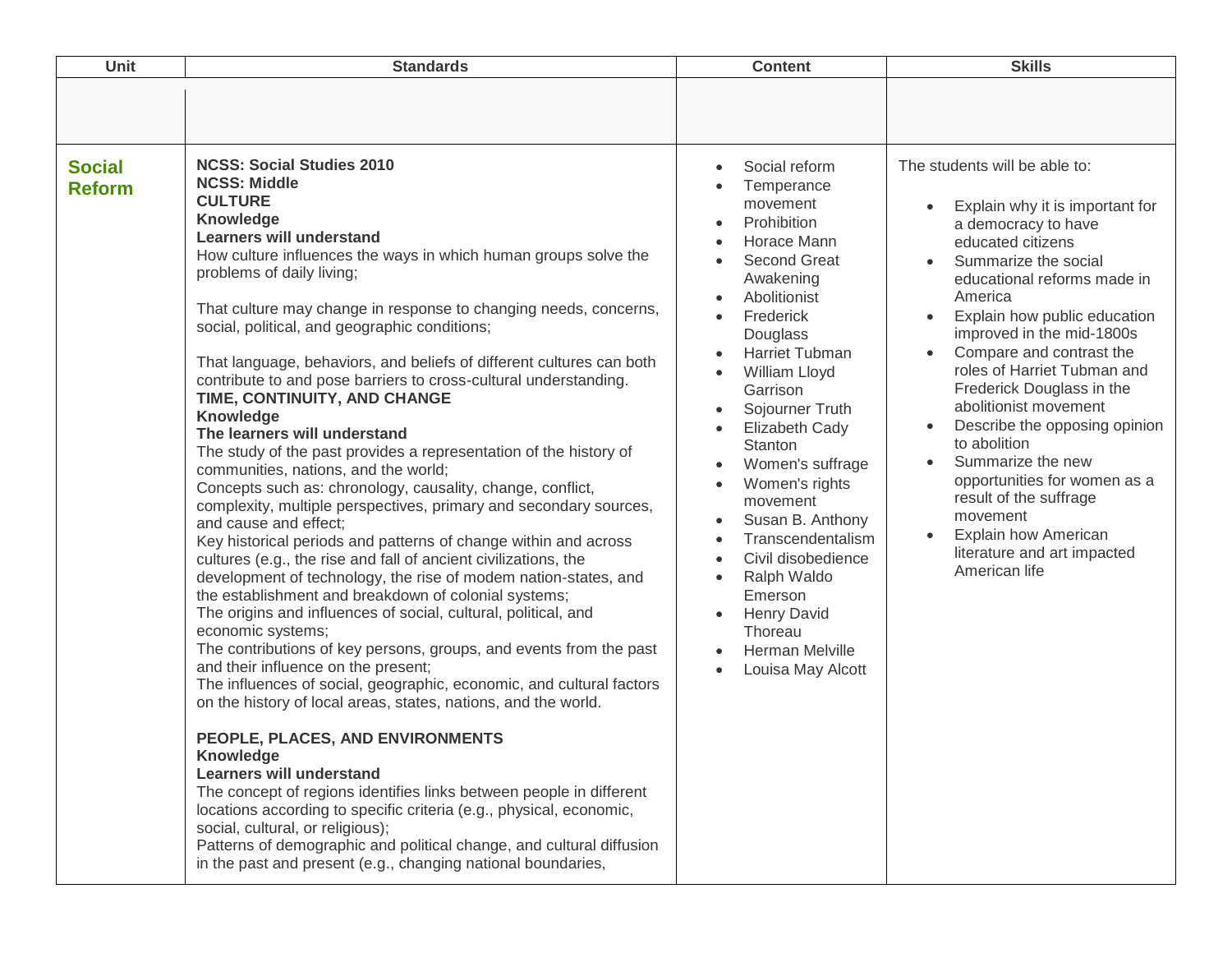| Unit | Standards | Content | Skills |
|---|---|---|---|
| | | | |
| **Social Reform** | **NCSS: Social Studies 2010**<br>**NCSS: Middle**<br>**CULTURE**<br>**Knowledge**<br>**Learners will understand**<br>How culture influences the ways in which human groups solve the problems of daily living;<br><br>That culture may change in response to changing needs, concerns, social, political, and geographic conditions;<br><br>That language, behaviors, and beliefs of different cultures can both contribute to and pose barriers to cross-cultural understanding.<br>**TIME, CONTINUITY, AND CHANGE**<br>**Knowledge**<br>**The learners will understand**<br>The study of the past provides a representation of the history of communities, nations, and the world;<br>Concepts such as: chronology, causality, change, conflict, complexity, multiple perspectives, primary and secondary sources, and cause and effect;<br>Key historical periods and patterns of change within and across cultures (e.g., the rise and fall of ancient civilizations, the development of technology, the rise of modem nation-states, and the establishment and breakdown of colonial systems;<br>The origins and influences of social, cultural, political, and economic systems;<br>The contributions of key persons, groups, and events from the past and their influence on the present;<br>The influences of social, geographic, economic, and cultural factors on the history of local areas, states, nations, and the world.<br><br>**PEOPLE, PLACES, AND ENVIRONMENTS**<br>**Knowledge**<br>**Learners will understand**<br>The concept of regions identifies links between people in different locations according to specific criteria (e.g., physical, economic, social, cultural, or religious);<br>Patterns of demographic and political change, and cultural diffusion in the past and present (e.g., changing national boundaries, | • Social reform<br>• Temperance movement<br>• Prohibition<br>• Horace Mann<br>• Second Great Awakening<br>• Abolitionist<br>• Frederick Douglass<br>• Harriet Tubman<br>• William Lloyd Garrison<br>• Sojourner Truth<br>• Elizabeth Cady Stanton<br>• Women's suffrage<br>• Women's rights movement<br>• Susan B. Anthony<br>• Transcendentalism<br>• Civil disobedience<br>• Ralph Waldo Emerson<br>• Henry David Thoreau<br>• Herman Melville<br>• Louisa May Alcott | The students will be able to:<br><br>• Explain why it is important for a democracy to have educated citizens<br>• Summarize the social educational reforms made in America<br>• Explain how public education improved in the mid-1800s<br>• Compare and contrast the roles of Harriet Tubman and Frederick Douglass in the abolitionist movement<br>• Describe the opposing opinion to abolition<br>• Summarize the new opportunities for women as a result of the suffrage movement<br>• Explain how American literature and art impacted American life |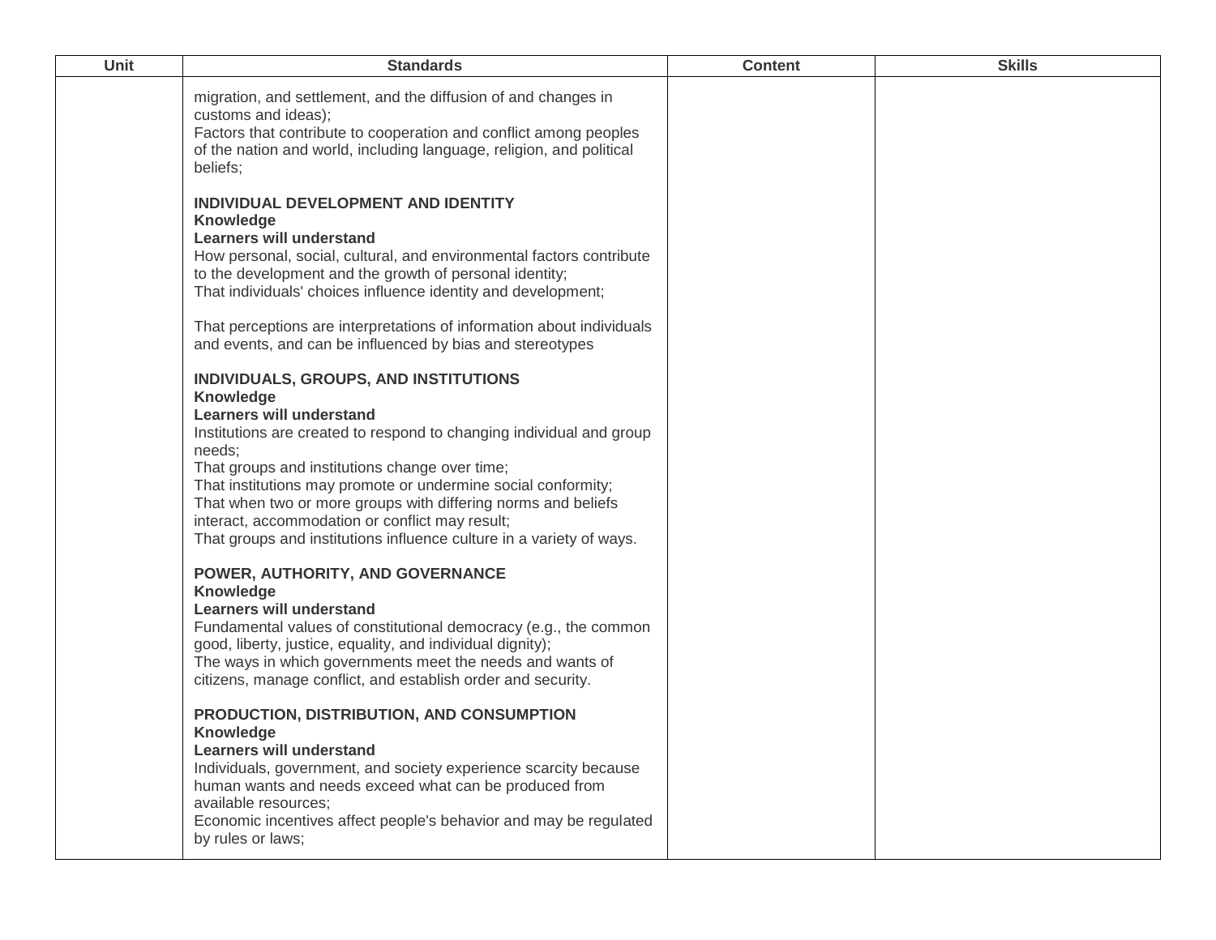| Unit | Standards | Content | Skills |
|---|---|---|---|
| | migration, and settlement, and the diffusion of and changes in customs and ideas);<br>Factors that contribute to cooperation and conflict among peoples of the nation and world, including language, religion, and political beliefs;<br><br>**INDIVIDUAL DEVELOPMENT AND IDENTITY**<br>**Knowledge**<br>**Learners will understand**<br>How personal, social, cultural, and environmental factors contribute to the development and the growth of personal identity;<br>That individuals' choices influence identity and development;<br><br>That perceptions are interpretations of information about individuals and events, and can be influenced by bias and stereotypes<br><br>**INDIVIDUALS, GROUPS, AND INSTITUTIONS**<br>**Knowledge**<br>**Learners will understand**<br>Institutions are created to respond to changing individual and group needs;<br>That groups and institutions change over time;<br>That institutions may promote or undermine social conformity;<br>That when two or more groups with differing norms and beliefs interact, accommodation or conflict may result;<br>That groups and institutions influence culture in a variety of ways.<br><br>**POWER, AUTHORITY, AND GOVERNANCE**<br>**Knowledge**<br>**Learners will understand**<br>Fundamental values of constitutional democracy (e.g., the common good, liberty, justice, equality, and individual dignity);<br>The ways in which governments meet the needs and wants of citizens, manage conflict, and establish order and security.<br><br>**PRODUCTION, DISTRIBUTION, AND CONSUMPTION**<br>**Knowledge**<br>**Learners will understand**<br>Individuals, government, and society experience scarcity because human wants and needs exceed what can be produced from available resources;<br>Economic incentives affect people's behavior and may be regulated by rules or laws; | | |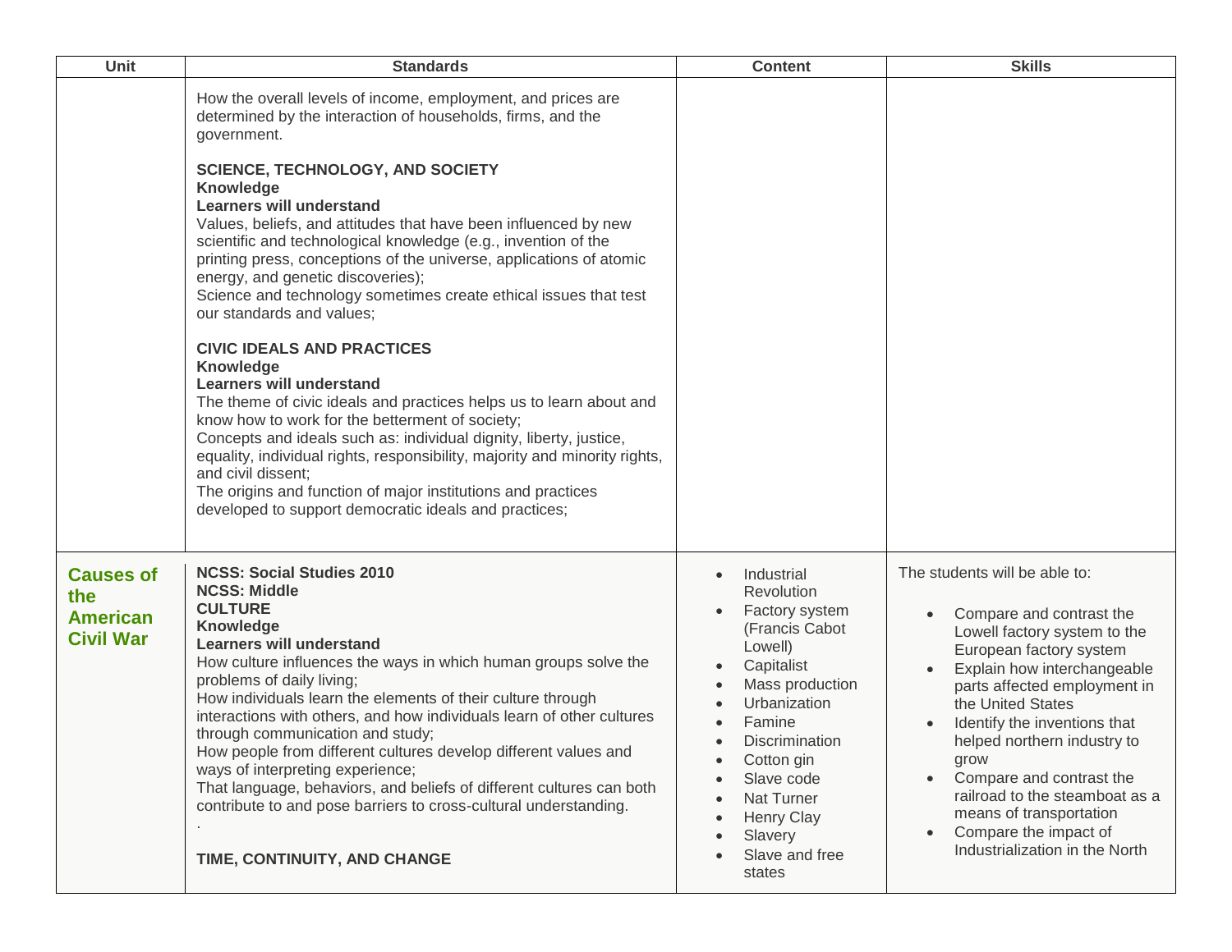| Unit | Standards | Content | Skills |
|---|---|---|---|
| | How the overall levels of income, employment, and prices are determined by the interaction of households, firms, and the government.<br><br>**SCIENCE, TECHNOLOGY, AND SOCIETY**<br>**Knowledge**<br>**Learners will understand**<br>Values, beliefs, and attitudes that have been influenced by new scientific and technological knowledge (e.g., invention of the printing press, conceptions of the universe, applications of atomic energy, and genetic discoveries);<br>Science and technology sometimes create ethical issues that test our standards and values;<br><br>**CIVIC IDEALS AND PRACTICES**<br>**Knowledge**<br>**Learners will understand**<br>The theme of civic ideals and practices helps us to learn about and know how to work for the betterment of society;<br>Concepts and ideals such as: individual dignity, liberty, justice, equality, individual rights, responsibility, majority and minority rights, and civil dissent;<br>The origins and function of major institutions and practices developed to support democratic ideals and practices; | | |
| **Causes of the American Civil War** | **NCSS: Social Studies 2010**<br>**NCSS: Middle**<br>**CULTURE**<br>**Knowledge**<br>**Learners will understand**<br>How culture influences the ways in which human groups solve the problems of daily living;<br>How individuals learn the elements of their culture through interactions with others, and how individuals learn of other cultures through communication and study;<br>How people from different cultures develop different values and ways of interpreting experience;<br>That language, behaviors, and beliefs of different cultures can both contribute to and pose barriers to cross-cultural understanding.<br>.<br><br>**TIME, CONTINUITY, AND CHANGE** | • Industrial Revolution<br>• Factory system (Francis Cabot Lowell)<br>• Capitalist<br>• Mass production<br>• Urbanization<br>• Famine<br>• Discrimination<br>• Cotton gin<br>• Slave code<br>• Nat Turner<br>• Henry Clay<br>• Slavery<br>• Slave and free states | The students will be able to:<br><br>• Compare and contrast the Lowell factory system to the European factory system<br>• Explain how interchangeable parts affected employment in the United States<br>• Identify the inventions that helped northern industry to grow<br>• Compare and contrast the railroad to the steamboat as a means of transportation<br>• Compare the impact of Industrialization in the North |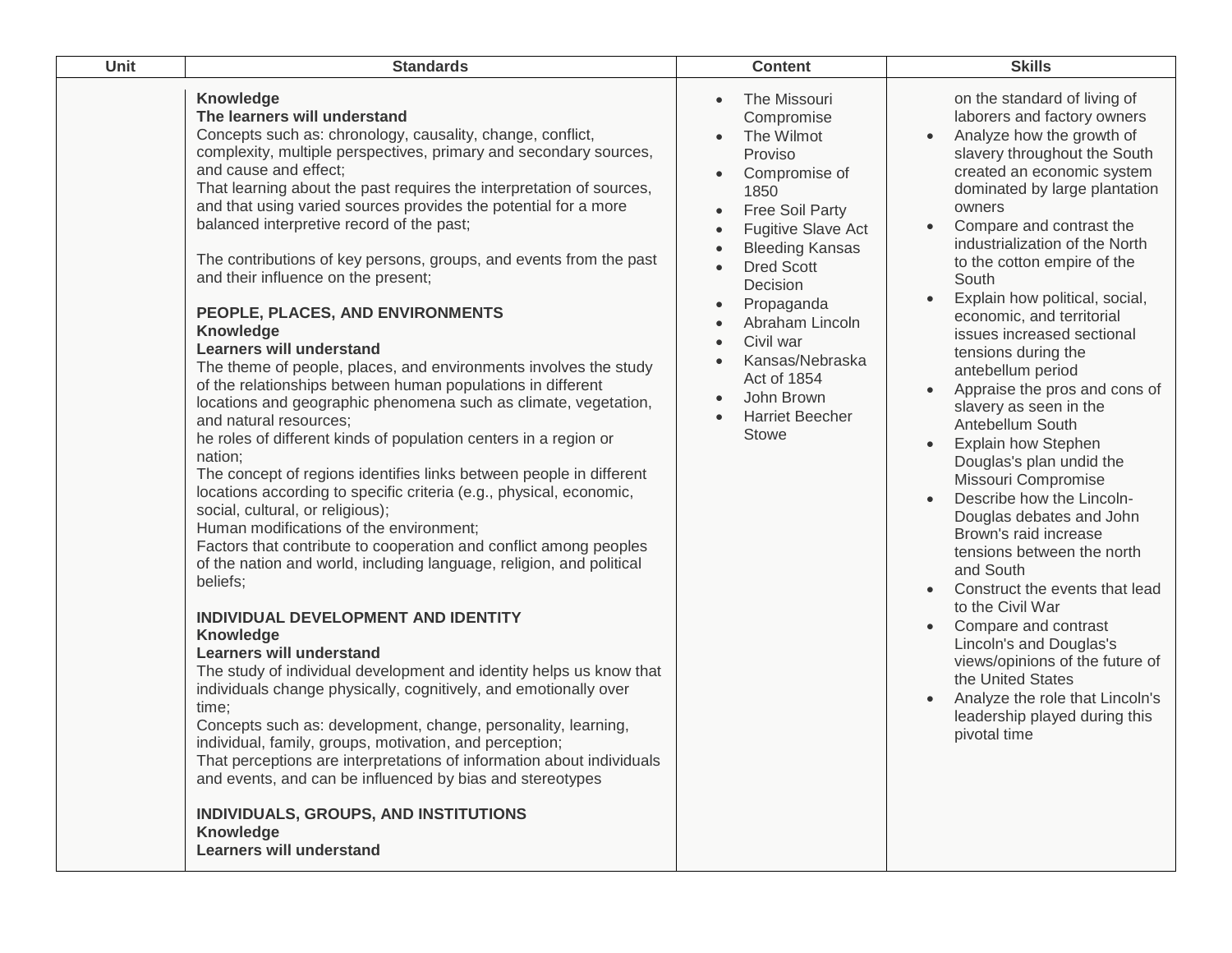| Unit | Standards | Content | Skills |
| --- | --- | --- | --- |
| | **Knowledge**<br>**The learners will understand**<br>Concepts such as: chronology, causality, change, conflict, complexity, multiple perspectives, primary and secondary sources, and cause and effect;<br>That learning about the past requires the interpretation of sources, and that using varied sources provides the potential for a more balanced interpretive record of the past;<br><br>The contributions of key persons, groups, and events from the past and their influence on the present;<br><br>**PEOPLE, PLACES, AND ENVIRONMENTS**<br>**Knowledge**<br>**Learners will understand**<br>The theme of people, places, and environments involves the study of the relationships between human populations in different locations and geographic phenomena such as climate, vegetation, and natural resources;<br>he roles of different kinds of population centers in a region or nation;<br>The concept of regions identifies links between people in different locations according to specific criteria (e.g., physical, economic, social, cultural, or religious);<br>Human modifications of the environment;<br>Factors that contribute to cooperation and conflict among peoples of the nation and world, including language, religion, and political beliefs;<br><br>**INDIVIDUAL DEVELOPMENT AND IDENTITY**<br>**Knowledge**<br>**Learners will understand**<br>The study of individual development and identity helps us know that individuals change physically, cognitively, and emotionally over time;<br>Concepts such as: development, change, personality, learning, individual, family, groups, motivation, and perception;<br>That perceptions are interpretations of information about individuals and events, and can be influenced by bias and stereotypes<br><br>**INDIVIDUALS, GROUPS, AND INSTITUTIONS**<br>**Knowledge**<br>**Learners will understand** | • The Missouri Compromise<br>• The Wilmot Proviso<br>• Compromise of 1850<br>• Free Soil Party<br>• Fugitive Slave Act<br>• Bleeding Kansas<br>• Dred Scott Decision<br>• Propaganda<br>• Abraham Lincoln<br>• Civil war<br>• Kansas/Nebraska Act of 1854<br>• John Brown<br>• Harriet Beecher Stowe | on the standard of living of laborers and factory owners<br>• Analyze how the growth of slavery throughout the South created an economic system dominated by large plantation owners<br>• Compare and contrast the industrialization of the North to the cotton empire of the South<br>• Explain how political, social, economic, and territorial issues increased sectional tensions during the antebellum period<br>• Appraise the pros and cons of slavery as seen in the Antebellum South<br>• Explain how Stephen Douglas's plan undid the Missouri Compromise<br>• Describe how the Lincoln-Douglas debates and John Brown's raid increase tensions between the north and South<br>• Construct the events that lead to the Civil War<br>• Compare and contrast Lincoln's and Douglas's views/opinions of the future of the United States<br>• Analyze the role that Lincoln's leadership played during this pivotal time |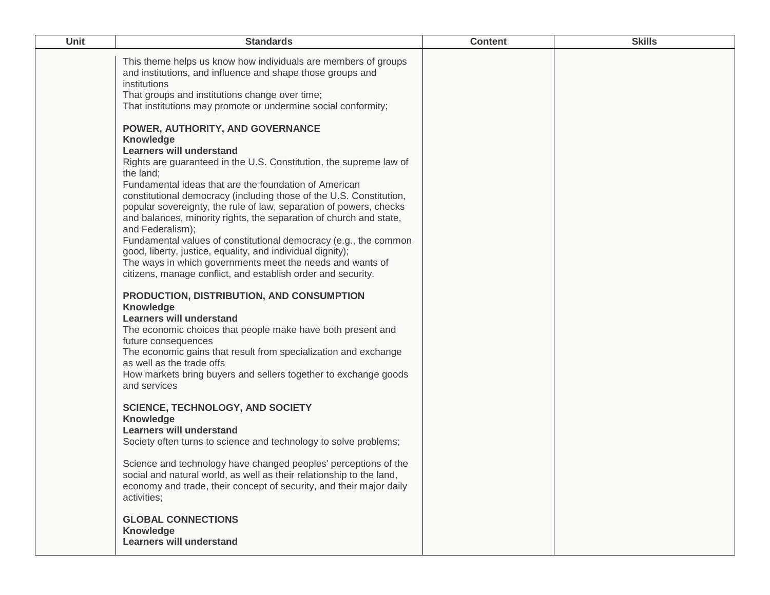| Unit | Standards | Content | Skills |
|---|---|---|---|
| | This theme helps us know how individuals are members of groups and institutions, and influence and shape those groups and institutions<br>That groups and institutions change over time;<br>That institutions may promote or undermine social conformity;<br><br>**POWER, AUTHORITY, AND GOVERNANCE**<br>**Knowledge**<br>**Learners will understand**<br>Rights are guaranteed in the U.S. Constitution, the supreme law of the land;<br>Fundamental ideas that are the foundation of American constitutional democracy (including those of the U.S. Constitution, popular sovereignty, the rule of law, separation of powers, checks and balances, minority rights, the separation of church and state, and Federalism);<br>Fundamental values of constitutional democracy (e.g., the common good, liberty, justice, equality, and individual dignity);<br>The ways in which governments meet the needs and wants of citizens, manage conflict, and establish order and security.<br><br>**PRODUCTION, DISTRIBUTION, AND CONSUMPTION**<br>**Knowledge**<br>**Learners will understand**<br>The economic choices that people make have both present and future consequences<br>The economic gains that result from specialization and exchange as well as the trade offs<br>How markets bring buyers and sellers together to exchange goods and services<br><br>**SCIENCE, TECHNOLOGY, AND SOCIETY**<br>**Knowledge**<br>**Learners will understand**<br>Society often turns to science and technology to solve problems;<br><br>Science and technology have changed peoples' perceptions of the social and natural world, as well as their relationship to the land, economy and trade, their concept of security, and their major daily activities;<br><br>**GLOBAL CONNECTIONS**<br>**Knowledge**<br>**Learners will understand** | | |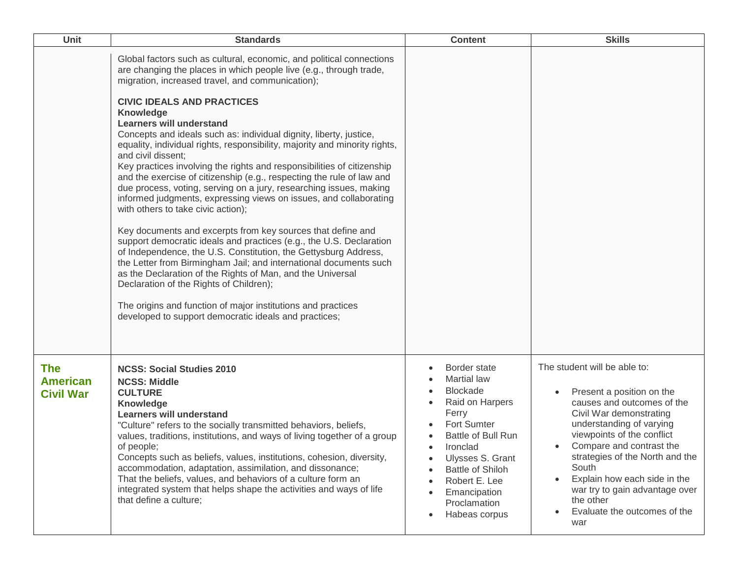| Unit | Standards | Content | Skills |
| --- | --- | --- | --- |
| | Global factors such as cultural, economic, and political connections are changing the places in which people live (e.g., through trade, migration, increased travel, and communication);<br><br>**CIVIC IDEALS AND PRACTICES**<br>**Knowledge**<br>**Learners will understand**<br>Concepts and ideals such as: individual dignity, liberty, justice, equality, individual rights, responsibility, majority and minority rights, and civil dissent;<br>Key practices involving the rights and responsibilities of citizenship and the exercise of citizenship (e.g., respecting the rule of law and due process, voting, serving on a jury, researching issues, making informed judgments, expressing views on issues, and collaborating with others to take civic action);<br><br>Key documents and excerpts from key sources that define and support democratic ideals and practices (e.g., the U.S. Declaration of Independence, the U.S. Constitution, the Gettysburg Address, the Letter from Birmingham Jail; and international documents such as the Declaration of the Rights of Man, and the Universal Declaration of the Rights of Children);<br><br>The origins and function of major institutions and practices developed to support democratic ideals and practices; | | |
| **The American Civil War** | **NCSS: Social Studies 2010**<br>**NCSS: Middle**<br>**CULTURE**<br>**Knowledge**<br>**Learners will understand**<br>"Culture" refers to the socially transmitted behaviors, beliefs, values, traditions, institutions, and ways of living together of a group of people;<br>Concepts such as beliefs, values, institutions, cohesion, diversity, accommodation, adaptation, assimilation, and dissonance;<br>That the beliefs, values, and behaviors of a culture form an integrated system that helps shape the activities and ways of life that define a culture; | • Border state<br>• Martial law<br>• Blockade<br>• Raid on Harpers Ferry<br>• Fort Sumter<br>• Battle of Bull Run<br>• Ironclad<br>• Ulysses S. Grant<br>• Battle of Shiloh<br>• Robert E. Lee<br>• Emancipation Proclamation<br>• Habeas corpus | The student will be able to:<br><br>• Present a position on the causes and outcomes of the Civil War demonstrating understanding of varying viewpoints of the conflict<br>• Compare and contrast the strategies of the North and the South<br>• Explain how each side in the war try to gain advantage over the other<br>• Evaluate the outcomes of the war |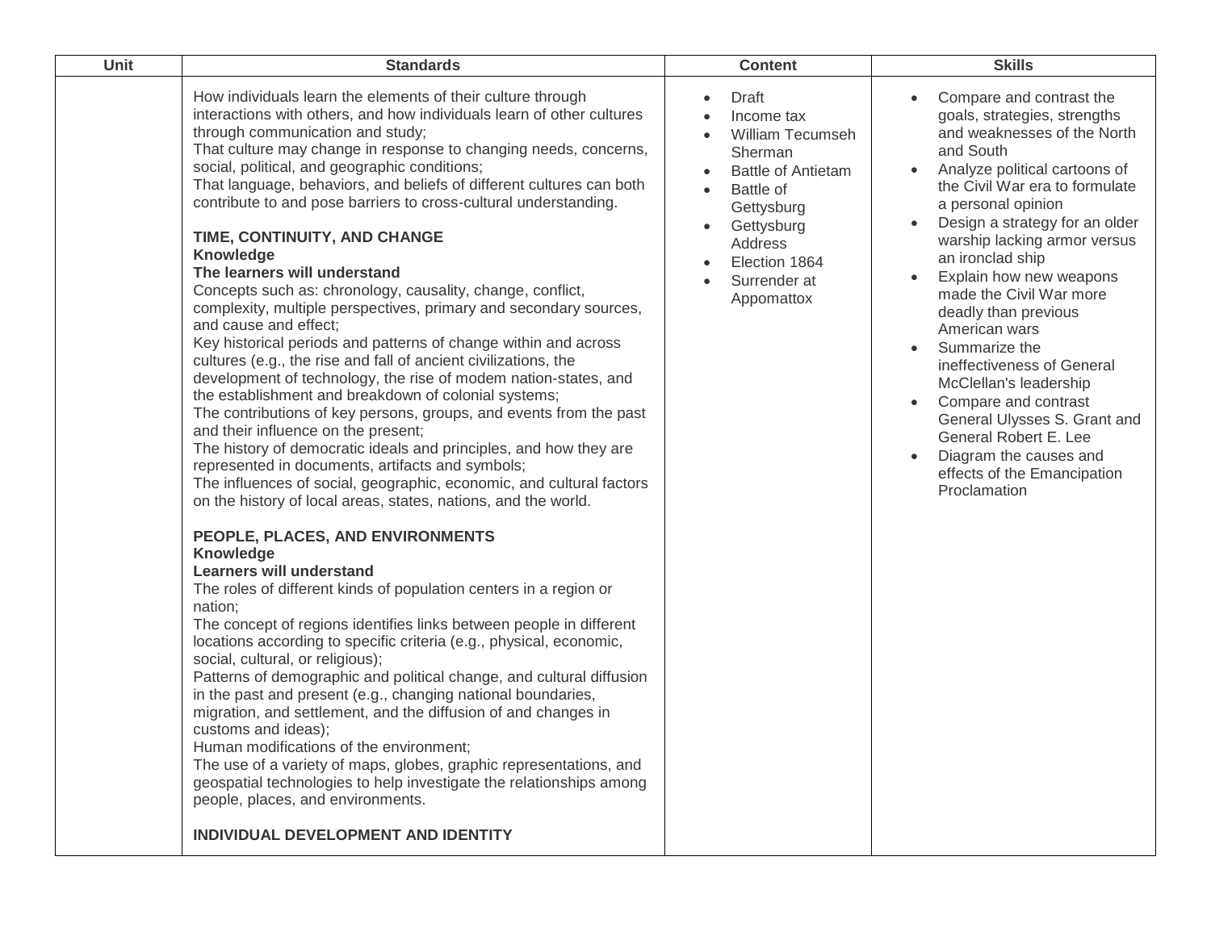| Unit | Standards | Content | Skills |
|---|---|---|---|
| | How individuals learn the elements of their culture through interactions with others, and how individuals learn of other cultures through communication and study;<br>That culture may change in response to changing needs, concerns, social, political, and geographic conditions;<br>That language, behaviors, and beliefs of different cultures can both contribute to and pose barriers to cross-cultural understanding.<br><br>**TIME, CONTINUITY, AND CHANGE**<br>**Knowledge**<br>**The learners will understand**<br>Concepts such as: chronology, causality, change, conflict, complexity, multiple perspectives, primary and secondary sources, and cause and effect;<br>Key historical periods and patterns of change within and across cultures (e.g., the rise and fall of ancient civilizations, the development of technology, the rise of modem nation-states, and the establishment and breakdown of colonial systems;<br>The contributions of key persons, groups, and events from the past and their influence on the present;<br>The history of democratic ideals and principles, and how they are represented in documents, artifacts and symbols;<br>The influences of social, geographic, economic, and cultural factors on the history of local areas, states, nations, and the world.<br><br>**PEOPLE, PLACES, AND ENVIRONMENTS**<br>**Knowledge**<br>**Learners will understand**<br>The roles of different kinds of population centers in a region or nation;<br>The concept of regions identifies links between people in different locations according to specific criteria (e.g., physical, economic, social, cultural, or religious);<br>Patterns of demographic and political change, and cultural diffusion in the past and present (e.g., changing national boundaries, migration, and settlement, and the diffusion of and changes in customs and ideas);<br>Human modifications of the environment;<br>The use of a variety of maps, globes, graphic representations, and geospatial technologies to help investigate the relationships among people, places, and environments.<br><br>**INDIVIDUAL DEVELOPMENT AND IDENTITY** | • Draft<br>• Income tax<br>• William Tecumseh Sherman<br>• Battle of Antietam<br>• Battle of Gettysburg<br>• Gettysburg Address<br>• Election 1864<br>• Surrender at Appomattox | • Compare and contrast the goals, strategies, strengths and weaknesses of the North and South<br>• Analyze political cartoons of the Civil War era to formulate a personal opinion<br>• Design a strategy for an older warship lacking armor versus an ironclad ship<br>• Explain how new weapons made the Civil War more deadly than previous American wars<br>• Summarize the ineffectiveness of General McClellan's leadership<br>• Compare and contrast General Ulysses S. Grant and General Robert E. Lee<br>• Diagram the causes and effects of the Emancipation Proclamation |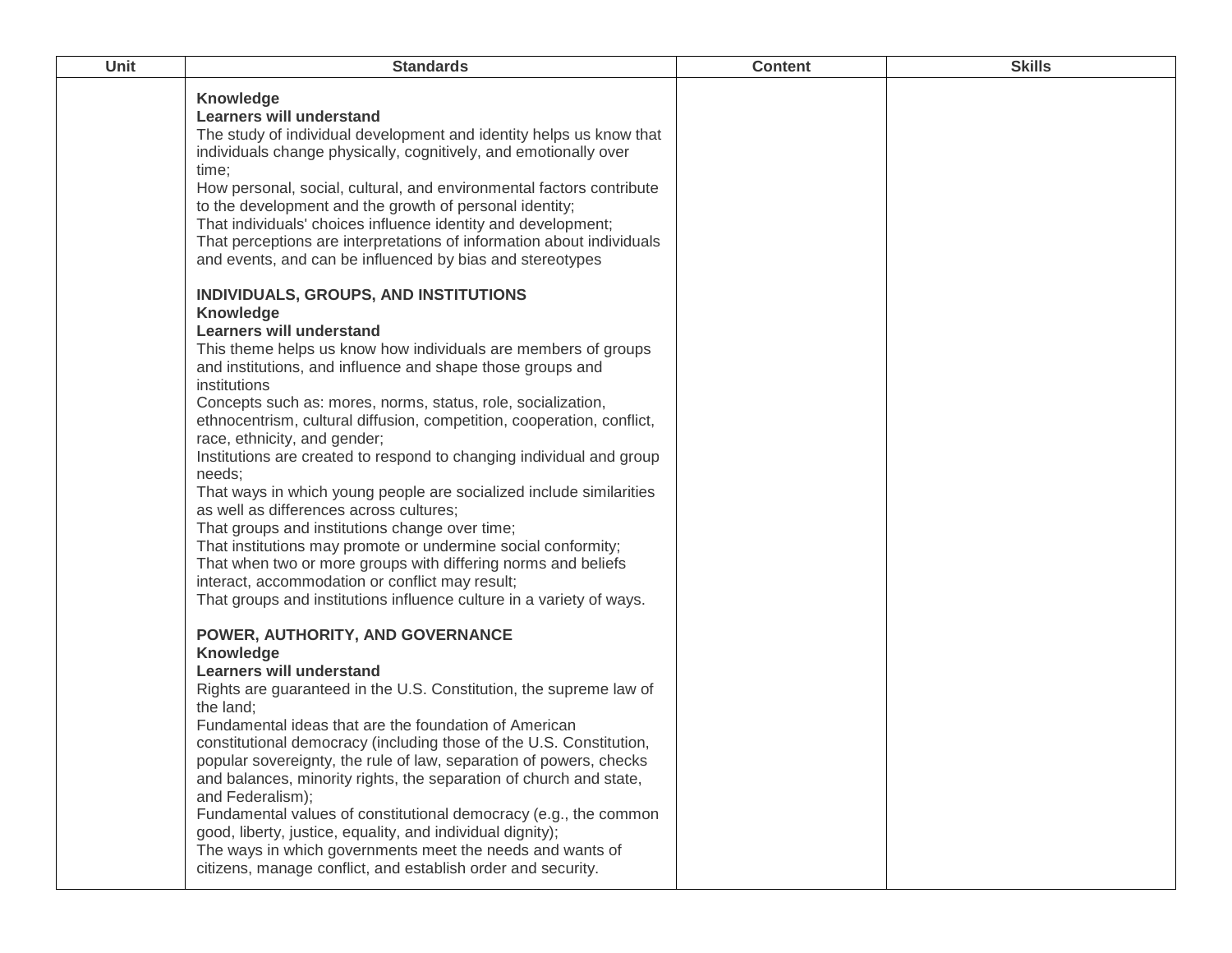| Unit | Standards | Content | Skills |
|---|---|---|---|
| | **Knowledge**<br>**Learners will understand**<br>The study of individual development and identity helps us know that individuals change physically, cognitively, and emotionally over time;<br>How personal, social, cultural, and environmental factors contribute to the development and the growth of personal identity;<br>That individuals' choices influence identity and development;<br>That perceptions are interpretations of information about individuals and events, and can be influenced by bias and stereotypes<br><br>**INDIVIDUALS, GROUPS, AND INSTITUTIONS**<br>**Knowledge**<br>**Learners will understand**<br>This theme helps us know how individuals are members of groups and institutions, and influence and shape those groups and institutions<br>Concepts such as: mores, norms, status, role, socialization, ethnocentrism, cultural diffusion, competition, cooperation, conflict, race, ethnicity, and gender;<br>Institutions are created to respond to changing individual and group needs;<br>That ways in which young people are socialized include similarities as well as differences across cultures;<br>That groups and institutions change over time;<br>That institutions may promote or undermine social conformity;<br>That when two or more groups with differing norms and beliefs interact, accommodation or conflict may result;<br>That groups and institutions influence culture in a variety of ways.<br><br>**POWER, AUTHORITY, AND GOVERNANCE**<br>**Knowledge**<br>**Learners will understand**<br>Rights are guaranteed in the U.S. Constitution, the supreme law of the land;<br>Fundamental ideas that are the foundation of American constitutional democracy (including those of the U.S. Constitution, popular sovereignty, the rule of law, separation of powers, checks and balances, minority rights, the separation of church and state, and Federalism);<br>Fundamental values of constitutional democracy (e.g., the common good, liberty, justice, equality, and individual dignity);<br>The ways in which governments meet the needs and wants of citizens, manage conflict, and establish order and security. | | |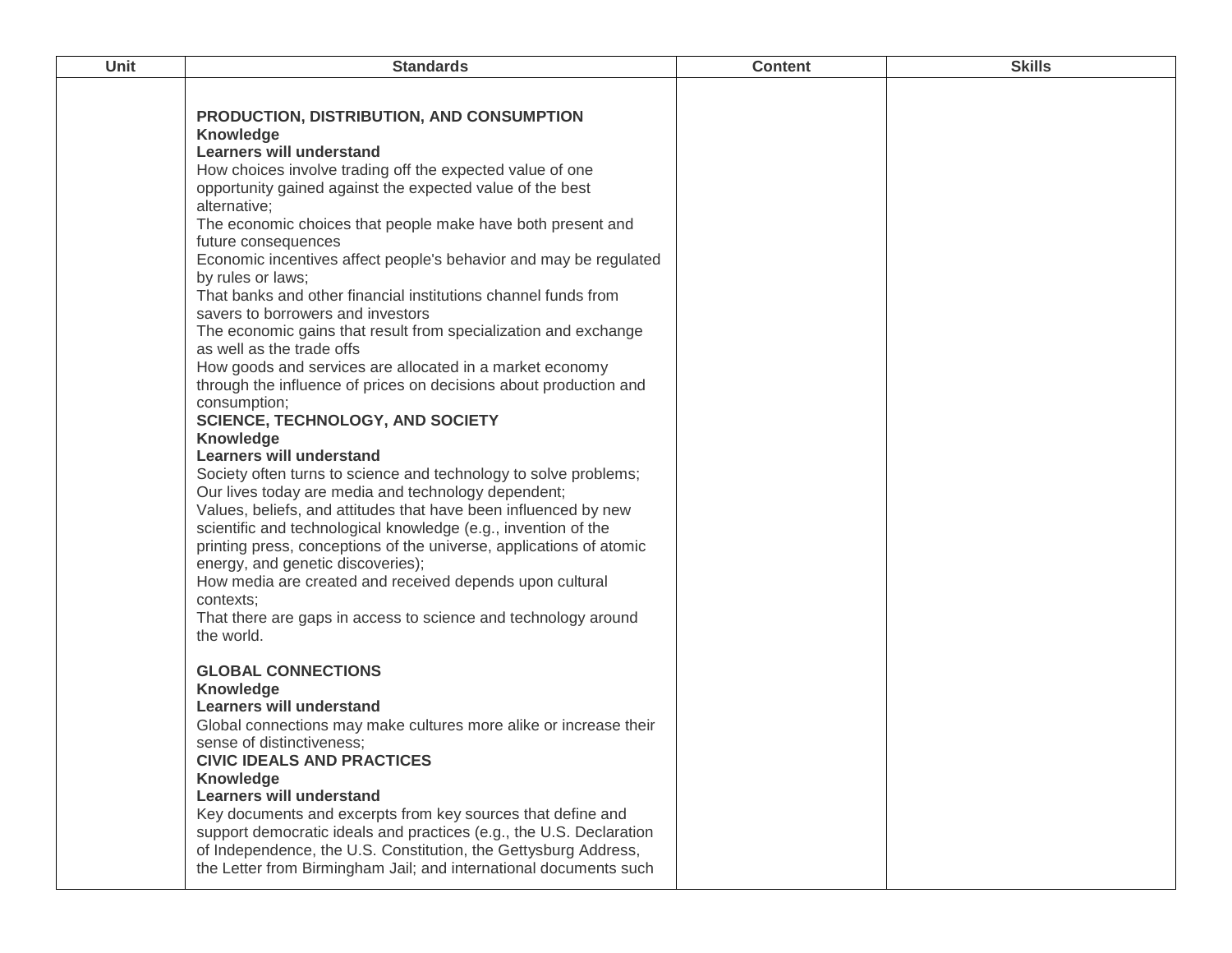| Unit | Standards | Content | Skills |
|---|---|---|---|
| | **PRODUCTION, DISTRIBUTION, AND CONSUMPTION**<br>**Knowledge**<br>**Learners will understand**<br>How choices involve trading off the expected value of one opportunity gained against the expected value of the best alternative;<br>The economic choices that people make have both present and future consequences<br>Economic incentives affect people's behavior and may be regulated by rules or laws;<br>That banks and other financial institutions channel funds from savers to borrowers and investors<br>The economic gains that result from specialization and exchange as well as the trade offs<br>How goods and services are allocated in a market economy through the influence of prices on decisions about production and consumption;<br>**SCIENCE, TECHNOLOGY, AND SOCIETY**<br>**Knowledge**<br>**Learners will understand**<br>Society often turns to science and technology to solve problems;<br>Our lives today are media and technology dependent;<br>Values, beliefs, and attitudes that have been influenced by new scientific and technological knowledge (e.g., invention of the printing press, conceptions of the universe, applications of atomic energy, and genetic discoveries);<br>How media are created and received depends upon cultural contexts;<br>That there are gaps in access to science and technology around the world.<br><br>**GLOBAL CONNECTIONS**<br>**Knowledge**<br>**Learners will understand**<br>Global connections may make cultures more alike or increase their sense of distinctiveness;<br>**CIVIC IDEALS AND PRACTICES**<br>**Knowledge**<br>**Learners will understand**<br>Key documents and excerpts from key sources that define and support democratic ideals and practices (e.g., the U.S. Declaration of Independence, the U.S. Constitution, the Gettysburg Address, the Letter from Birmingham Jail; and international documents such | | |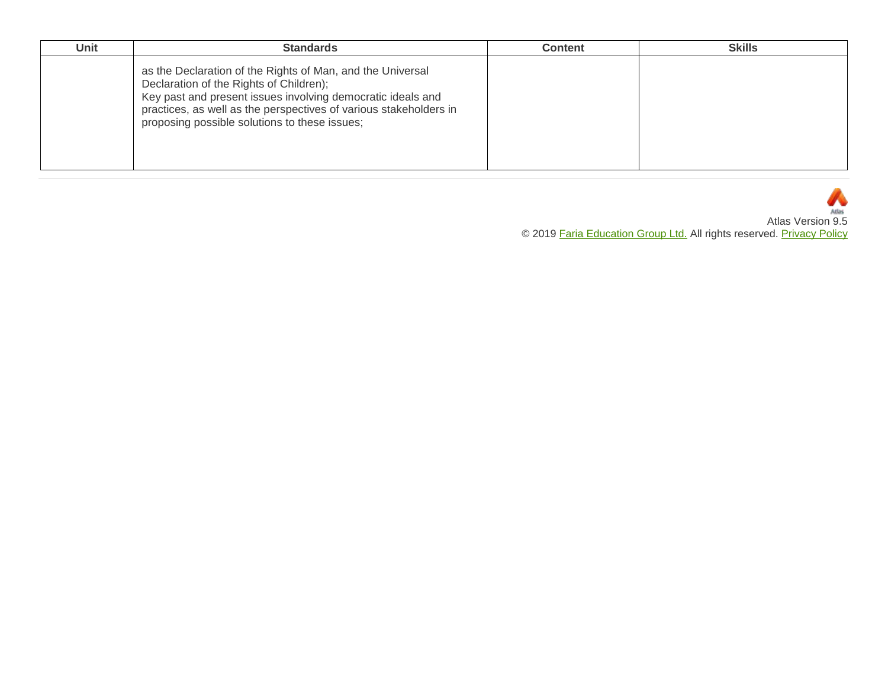| Unit | Standards | Content | Skills |
| --- | --- | --- | --- |
| | as the Declaration of the Rights of Man, and the Universal Declaration of the Rights of Children);<br>Key past and present issues involving democratic ideals and practices, as well as the perspectives of various stakeholders in proposing possible solutions to these issues; | | |

Atlas Version 9.5
© 2019 Faria Education Group Ltd. All rights reserved. Privacy Policy